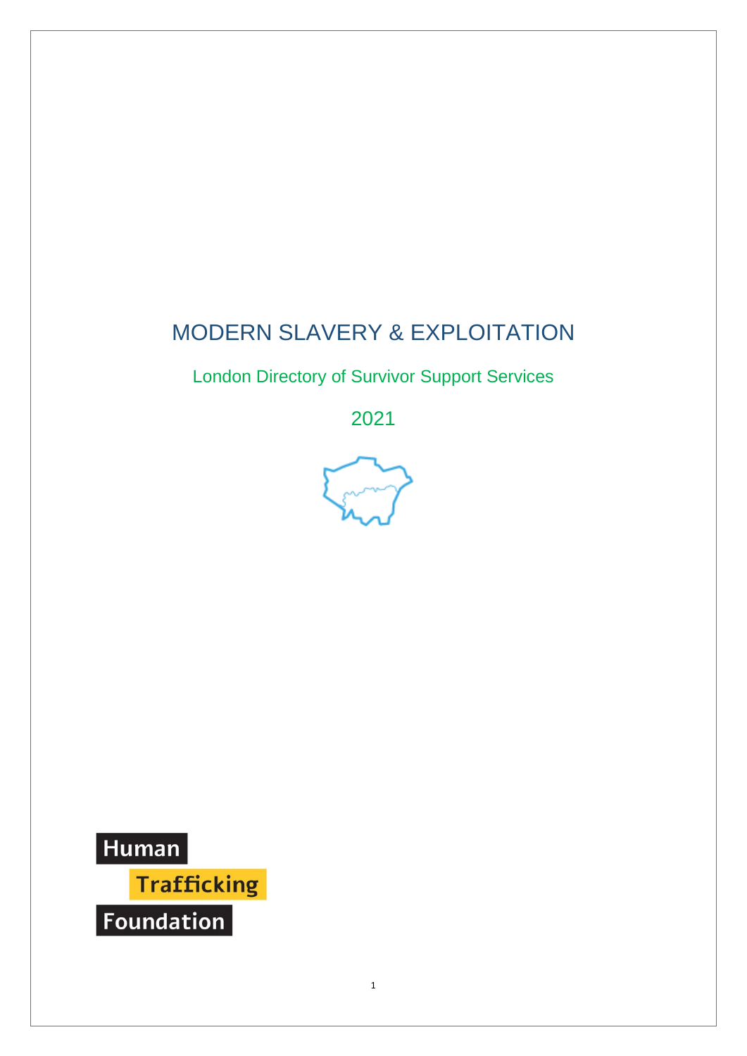# MODERN SLAVERY & EXPLOITATION

## London Directory of Survivor Support Services

## 2021

Human

Trafficking

Foundation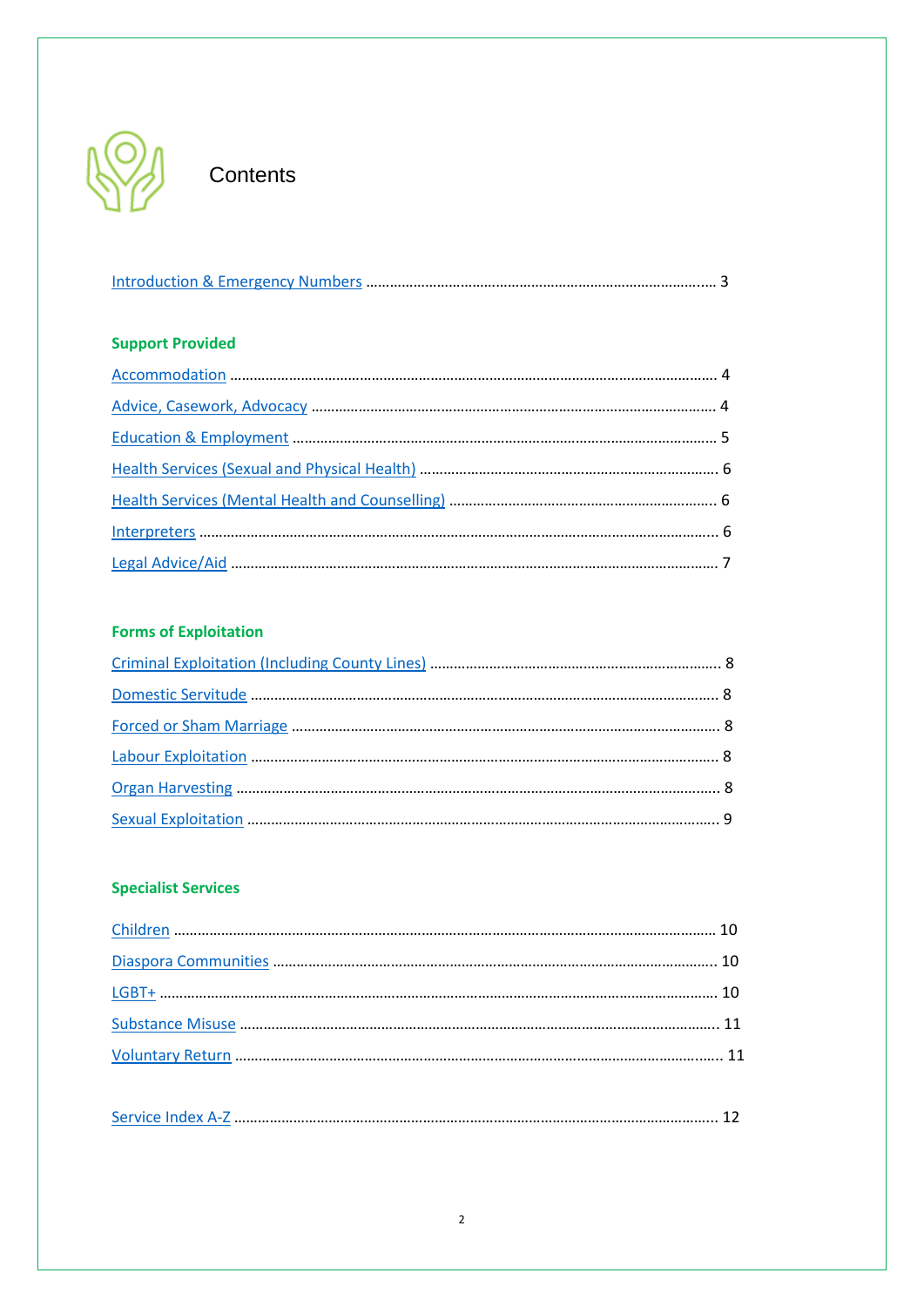# Contents

Introduction & Emergency Numbers ........ 3

## Support Provided

Accommodation ........ 4

Advice, Casework, Advocacy ........ 4

Education & Employment ........ 5

Health Services (Sexual and Physical Health) ........ 6

Health Services (Mental Health and Counselling) ........ 6

Interpreters ........ 6

Legal Advice/Aid ........ 7

## Forms of Exploitation

Criminal Exploitation (Including County Lines) ........ 8

Domestic Servitude ........ 8

Forced or Sham Marriage ........ 8

Labour Exploitation ........ 8

Organ Harvesting ........ 8

Sexual Exploitation ........ 9

## Specialist Services

Children ........ 10

Diaspora Communities ........ 10

LGBT+ ........ 10

Substance Misuse ........ 11

Voluntary Return ........ 11

Service Index A-Z ........ 12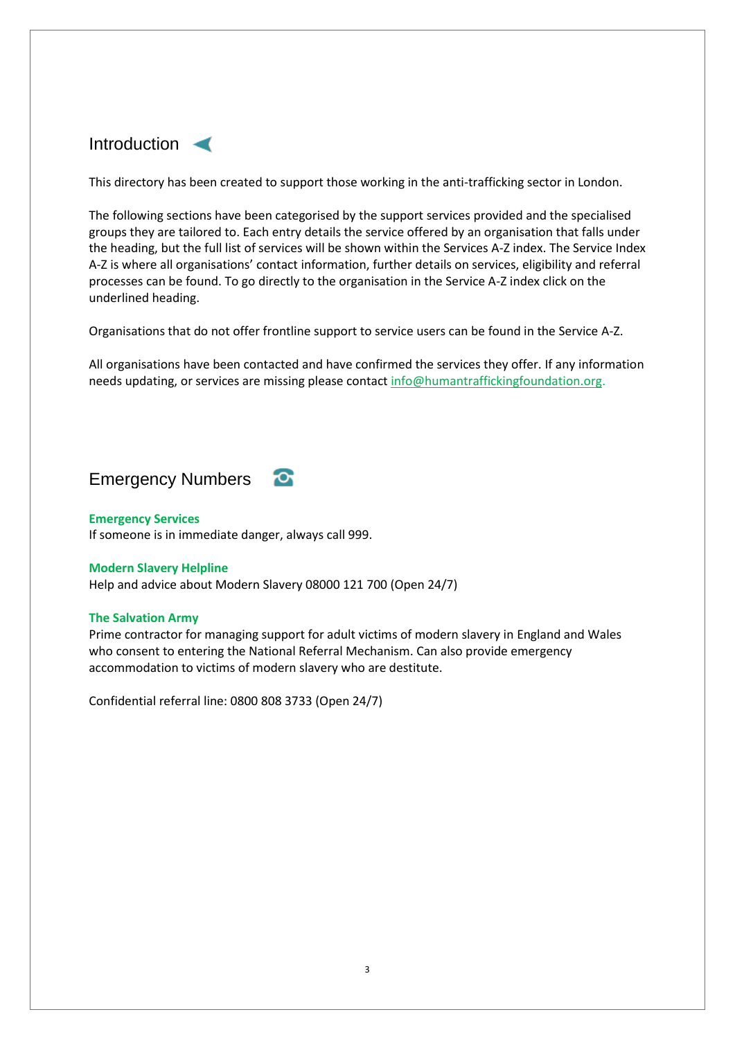## Introduction

This directory has been created to support those working in the anti-trafficking sector in London.

The following sections have been categorised by the support services provided and the specialised groups they are tailored to. Each entry details the service offered by an organisation that falls under the heading, but the full list of services will be shown within the Services A-Z index. The Service Index A-Z is where all organisations' contact information, further details on services, eligibility and referral processes can be found. To go directly to the organisation in the Service A-Z index click on the underlined heading.

Organisations that do not offer frontline support to service users can be found in the Service A-Z.

All organisations have been contacted and have confirmed the services they offer. If any information needs updating, or services are missing please contact info@humantraffickingfoundation.org.

## Emergency Numbers

**Emergency Services**
If someone is in immediate danger, always call 999.

**Modern Slavery Helpline**
Help and advice about Modern Slavery 08000 121 700 (Open 24/7)

**The Salvation Army**
Prime contractor for managing support for adult victims of modern slavery in England and Wales who consent to entering the National Referral Mechanism. Can also provide emergency accommodation to victims of modern slavery who are destitute.

Confidential referral line: 0800 808 3733 (Open 24/7)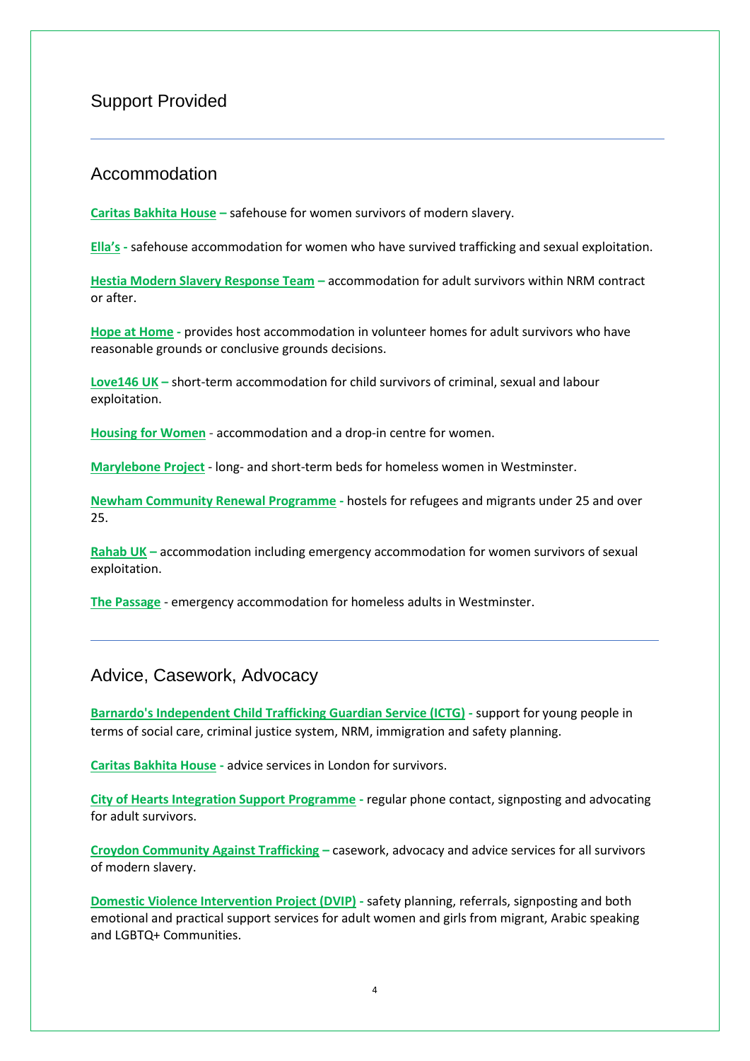## Support Provided

### Accommodation

**Caritas Bakhita House –** safehouse for women survivors of modern slavery.

**Ella's -** safehouse accommodation for women who have survived trafficking and sexual exploitation.

**Hestia Modern Slavery Response Team –** accommodation for adult survivors within NRM contract or after.

**Hope at Home -** provides host accommodation in volunteer homes for adult survivors who have reasonable grounds or conclusive grounds decisions.

**Love146 UK –** short-term accommodation for child survivors of criminal, sexual and labour exploitation.

**Housing for Women** - accommodation and a drop-in centre for women.

**Marylebone Project** - long- and short-term beds for homeless women in Westminster.

**Newham Community Renewal Programme -** hostels for refugees and migrants under 25 and over 25.

**Rahab UK –** accommodation including emergency accommodation for women survivors of sexual exploitation.

**The Passage** - emergency accommodation for homeless adults in Westminster.

### Advice, Casework, Advocacy

**Barnardo's Independent Child Trafficking Guardian Service (ICTG) -** support for young people in terms of social care, criminal justice system, NRM, immigration and safety planning.

**Caritas Bakhita House -** advice services in London for survivors.

**City of Hearts Integration Support Programme -** regular phone contact, signposting and advocating for adult survivors.

**Croydon Community Against Trafficking –** casework, advocacy and advice services for all survivors of modern slavery.

**Domestic Violence Intervention Project (DVIP) -** safety planning, referrals, signposting and both emotional and practical support services for adult women and girls from migrant, Arabic speaking and LGBTQ+ Communities.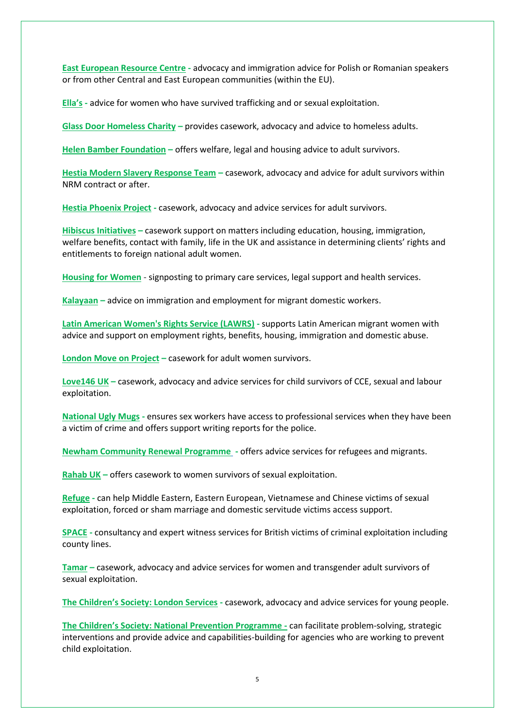**East European Resource Centre** - advocacy and immigration advice for Polish or Romanian speakers or from other Central and East European communities (within the EU).

**Ella's** - advice for women who have survived trafficking and or sexual exploitation.

**Glass Door Homeless Charity** – provides casework, advocacy and advice to homeless adults.

**Helen Bamber Foundation** – offers welfare, legal and housing advice to adult survivors.

**Hestia Modern Slavery Response Team** – casework, advocacy and advice for adult survivors within NRM contract or after.

**Hestia Phoenix Project** - casework, advocacy and advice services for adult survivors.

**Hibiscus Initiatives** – casework support on matters including education, housing, immigration, welfare benefits, contact with family, life in the UK and assistance in determining clients' rights and entitlements to foreign national adult women.

**Housing for Women** - signposting to primary care services, legal support and health services.

**Kalayaan** – advice on immigration and employment for migrant domestic workers.

**Latin American Women's Rights Service (LAWRS)** - supports Latin American migrant women with advice and support on employment rights, benefits, housing, immigration and domestic abuse.

**London Move on Project** – casework for adult women survivors.

**Love146 UK** – casework, advocacy and advice services for child survivors of CCE, sexual and labour exploitation.

**National Ugly Mugs** - ensures sex workers have access to professional services when they have been a victim of crime and offers support writing reports for the police.

**Newham Community Renewal Programme** - offers advice services for refugees and migrants.

**Rahab UK** – offers casework to women survivors of sexual exploitation.

**Refuge** - can help Middle Eastern, Eastern European, Vietnamese and Chinese victims of sexual exploitation, forced or sham marriage and domestic servitude victims access support.

**SPACE** - consultancy and expert witness services for British victims of criminal exploitation including county lines.

**Tamar** – casework, advocacy and advice services for women and transgender adult survivors of sexual exploitation.

**The Children's Society: London Services** - casework, advocacy and advice services for young people.

**The Children's Society: National Prevention Programme** - can facilitate problem-solving, strategic interventions and provide advice and capabilities-building for agencies who are working to prevent child exploitation.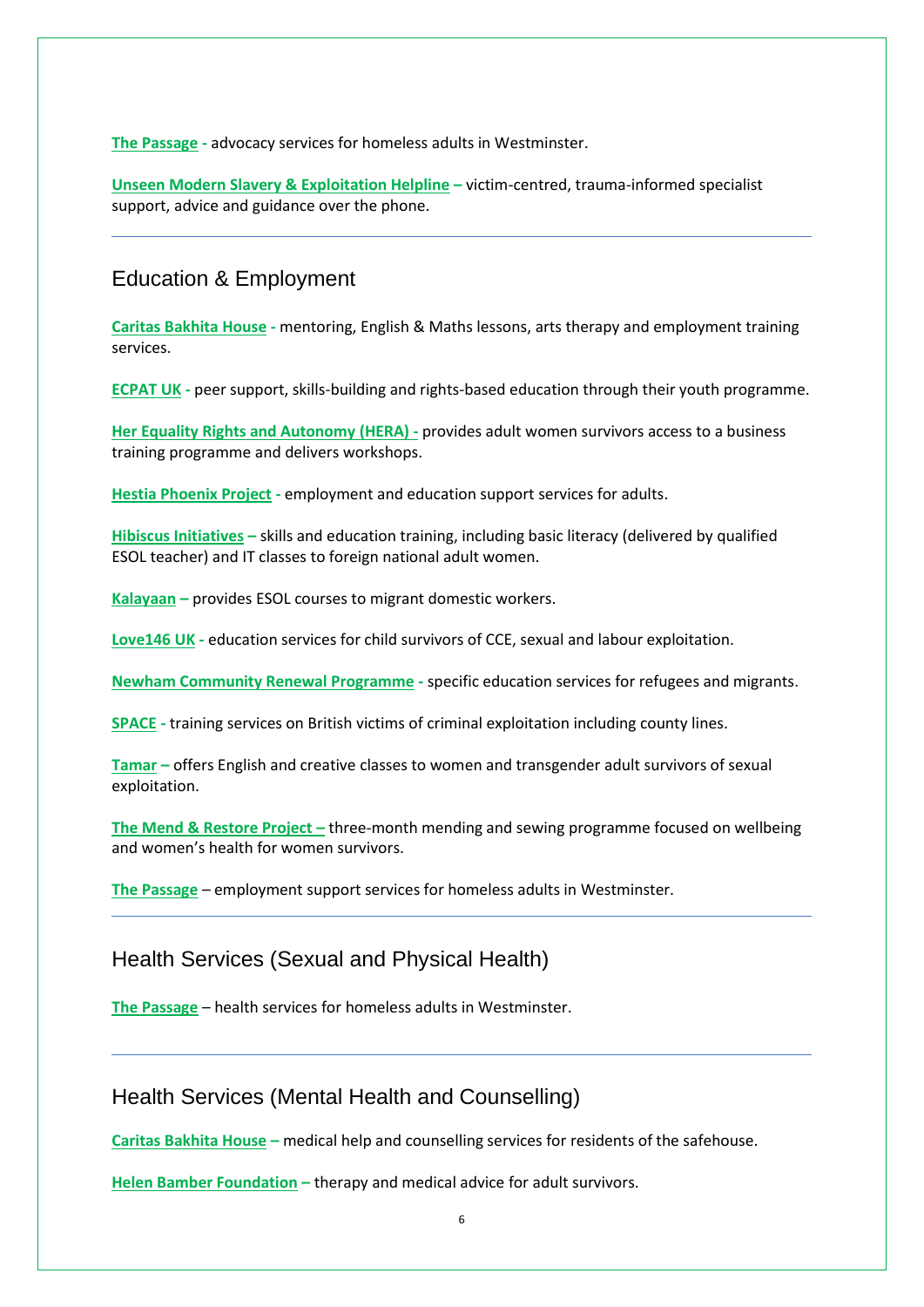**The Passage** - advocacy services for homeless adults in Westminster.

**Unseen Modern Slavery & Exploitation Helpline** – victim-centred, trauma-informed specialist support, advice and guidance over the phone.

---

## Education & Employment

**Caritas Bakhita House** - mentoring, English & Maths lessons, arts therapy and employment training services.

**ECPAT UK** - peer support, skills-building and rights-based education through their youth programme.

**Her Equality Rights and Autonomy (HERA)** - provides adult women survivors access to a business training programme and delivers workshops.

**Hestia Phoenix Project** - employment and education support services for adults.

**Hibiscus Initiatives** – skills and education training, including basic literacy (delivered by qualified ESOL teacher) and IT classes to foreign national adult women.

**Kalayaan** – provides ESOL courses to migrant domestic workers.

**Love146 UK** - education services for child survivors of CCE, sexual and labour exploitation.

**Newham Community Renewal Programme** - specific education services for refugees and migrants.

**SPACE** - training services on British victims of criminal exploitation including county lines.

**Tamar** – offers English and creative classes to women and transgender adult survivors of sexual exploitation.

**The Mend & Restore Project** – three-month mending and sewing programme focused on wellbeing and women's health for women survivors.

**The Passage** – employment support services for homeless adults in Westminster.

---

## Health Services (Sexual and Physical Health)

**The Passage** – health services for homeless adults in Westminster.

---

## Health Services (Mental Health and Counselling)

**Caritas Bakhita House** – medical help and counselling services for residents of the safehouse.

**Helen Bamber Foundation** – therapy and medical advice for adult survivors.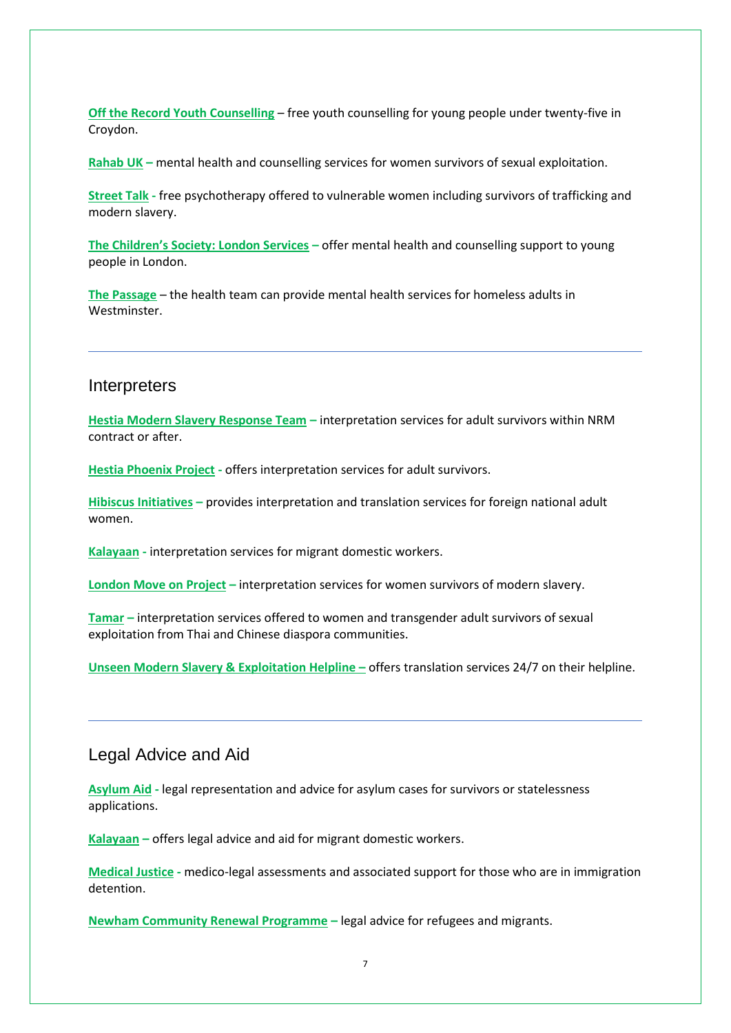**Off the Record Youth Counselling** – free youth counselling for young people under twenty-five in Croydon.

**Rahab UK** – mental health and counselling services for women survivors of sexual exploitation.

**Street Talk** - free psychotherapy offered to vulnerable women including survivors of trafficking and modern slavery.

**The Children's Society: London Services** – offer mental health and counselling support to young people in London.

**The Passage** – the health team can provide mental health services for homeless adults in Westminster.

---

## Interpreters

**Hestia Modern Slavery Response Team** – interpretation services for adult survivors within NRM contract or after.

**Hestia Phoenix Project** - offers interpretation services for adult survivors.

**Hibiscus Initiatives** – provides interpretation and translation services for foreign national adult women.

**Kalayaan** - interpretation services for migrant domestic workers.

**London Move on Project** – interpretation services for women survivors of modern slavery.

**Tamar** – interpretation services offered to women and transgender adult survivors of sexual exploitation from Thai and Chinese diaspora communities.

**Unseen Modern Slavery & Exploitation Helpline** – offers translation services 24/7 on their helpline.

---

## Legal Advice and Aid

**Asylum Aid** - legal representation and advice for asylum cases for survivors or statelessness applications.

**Kalayaan** – offers legal advice and aid for migrant domestic workers.

**Medical Justice** - medico-legal assessments and associated support for those who are in immigration detention.

**Newham Community Renewal Programme** – legal advice for refugees and migrants.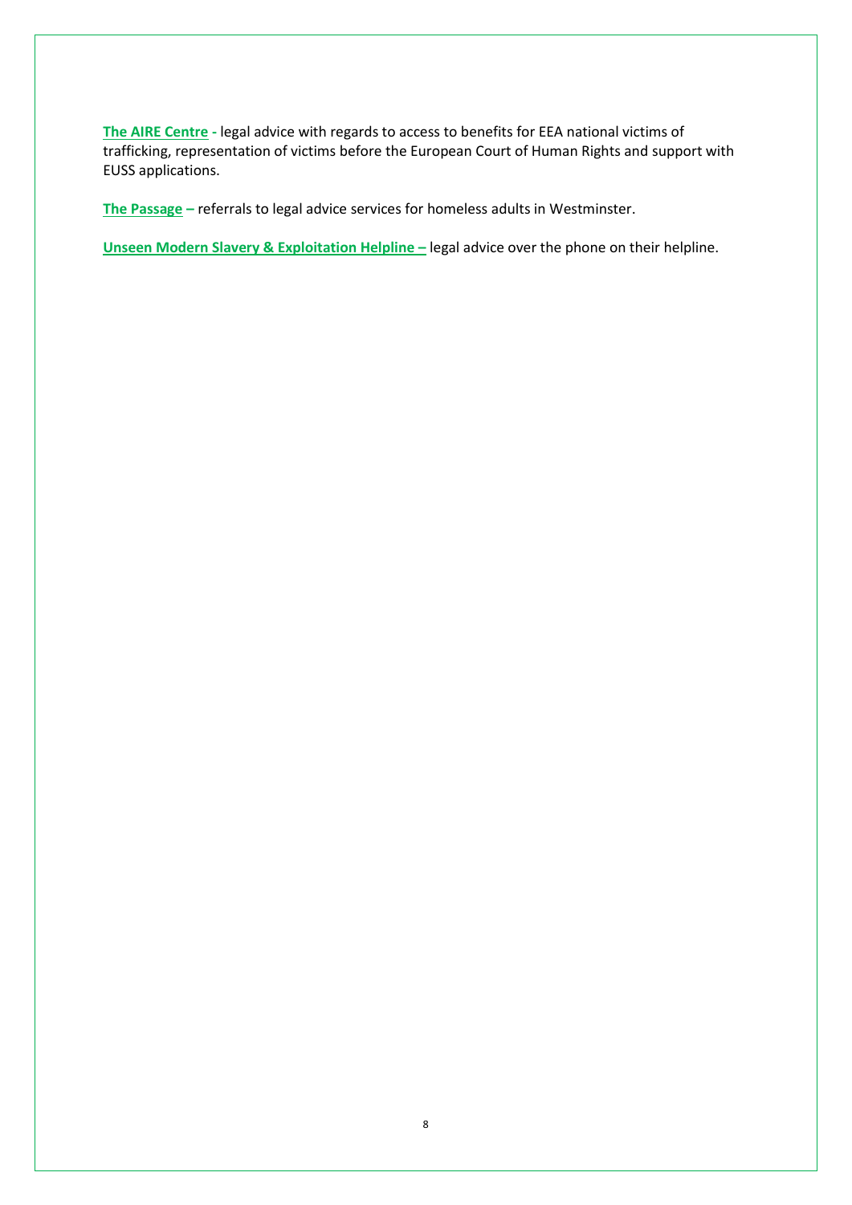**The AIRE Centre** - legal advice with regards to access to benefits for EEA national victims of trafficking, representation of victims before the European Court of Human Rights and support with EUSS applications.

**The Passage –** referrals to legal advice services for homeless adults in Westminster.

**Unseen Modern Slavery & Exploitation Helpline –** legal advice over the phone on their helpline.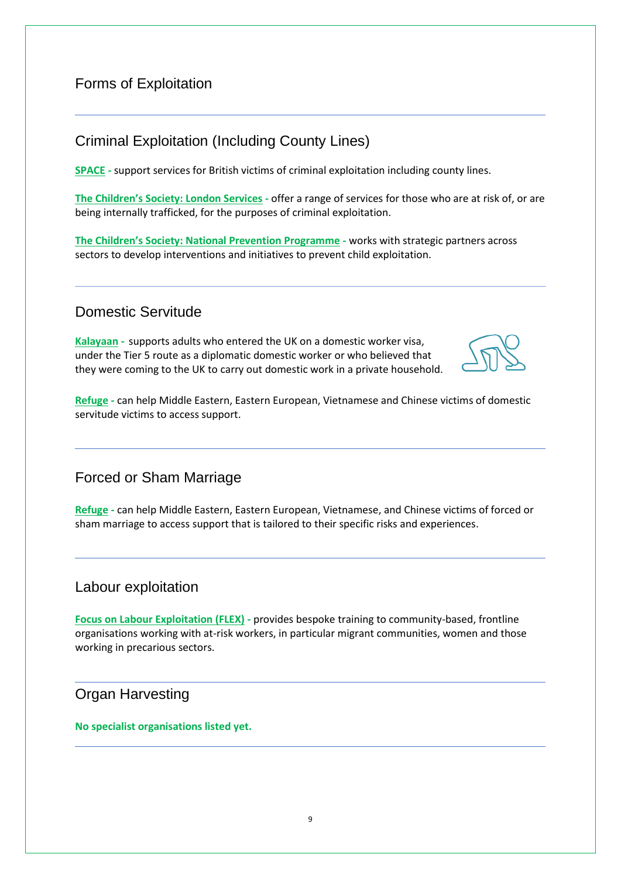# Forms of Exploitation

## Criminal Exploitation (Including County Lines)

**SPACE -** support services for British victims of criminal exploitation including county lines.

**The Children's Society: London Services -** offer a range of services for those who are at risk of, or are being internally trafficked, for the purposes of criminal exploitation.

**The Children's Society: National Prevention Programme -** works with strategic partners across sectors to develop interventions and initiatives to prevent child exploitation.

## Domestic Servitude

**Kalayaan -** supports adults who entered the UK on a domestic worker visa, under the Tier 5 route as a diplomatic domestic worker or who believed that they were coming to the UK to carry out domestic work in a private household.

**Refuge -** can help Middle Eastern, Eastern European, Vietnamese and Chinese victims of domestic servitude victims to access support.

## Forced or Sham Marriage

**Refuge -** can help Middle Eastern, Eastern European, Vietnamese, and Chinese victims of forced or sham marriage to access support that is tailored to their specific risks and experiences.

## Labour exploitation

**Focus on Labour Exploitation (FLEX) -** provides bespoke training to community-based, frontline organisations working with at-risk workers, in particular migrant communities, women and those working in precarious sectors.

## Organ Harvesting

**No specialist organisations listed yet.**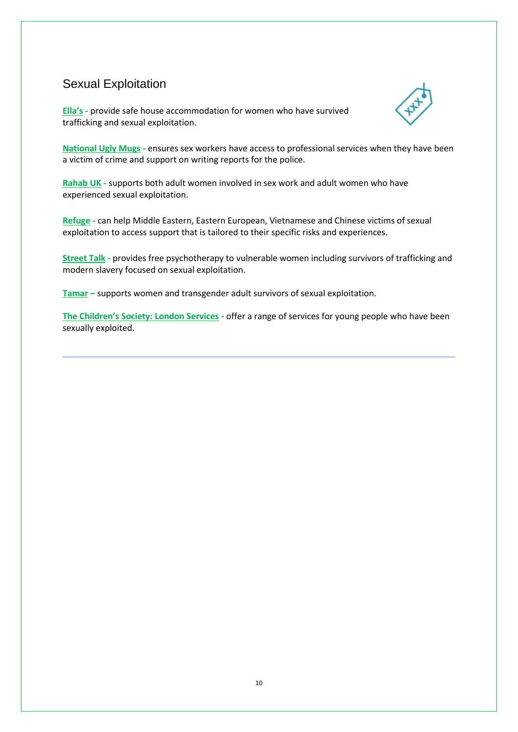## Sexual Exploitation

**Ella's** - provide safe house accommodation for women who have survived trafficking and sexual exploitation.

**National Ugly Mugs** - ensures sex workers have access to professional services when they have been a victim of crime and support on writing reports for the police.

**Rahab UK** - supports both adult women involved in sex work and adult women who have experienced sexual exploitation.

**Refuge** - can help Middle Eastern, Eastern European, Vietnamese and Chinese victims of sexual exploitation to access support that is tailored to their specific risks and experiences.

**Street Talk** - provides free psychotherapy to vulnerable women including survivors of trafficking and modern slavery focused on sexual exploitation.

**Tamar** – supports women and transgender adult survivors of sexual exploitation.

**The Children's Society: London Services** - offer a range of services for young people who have been sexually exploited.

---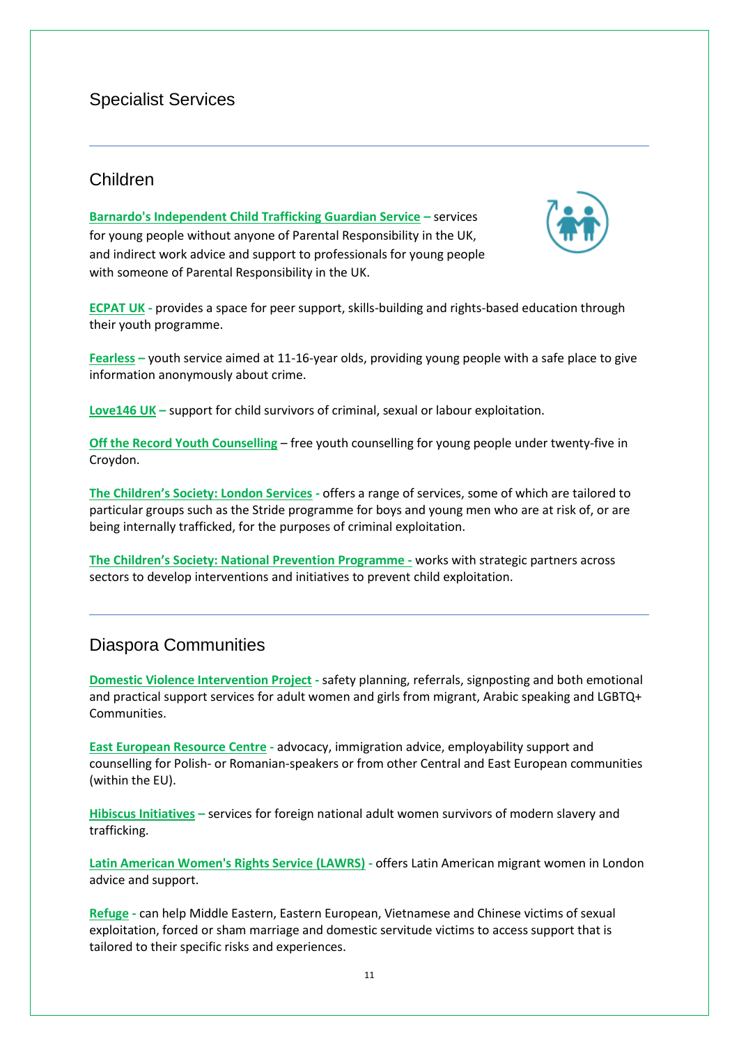# Specialist Services

## Children

**Barnardo's Independent Child Trafficking Guardian Service –** services for young people without anyone of Parental Responsibility in the UK, and indirect work advice and support to professionals for young people with someone of Parental Responsibility in the UK.

**ECPAT UK -** provides a space for peer support, skills-building and rights-based education through their youth programme.

**Fearless –** youth service aimed at 11-16-year olds, providing young people with a safe place to give information anonymously about crime.

**Love146 UK –** support for child survivors of criminal, sexual or labour exploitation.

**Off the Record Youth Counselling** – free youth counselling for young people under twenty-five in Croydon.

**The Children's Society: London Services -** offers a range of services, some of which are tailored to particular groups such as the Stride programme for boys and young men who are at risk of, or are being internally trafficked, for the purposes of criminal exploitation.

**The Children's Society: National Prevention Programme -** works with strategic partners across sectors to develop interventions and initiatives to prevent child exploitation.

## Diaspora Communities

**Domestic Violence Intervention Project -** safety planning, referrals, signposting and both emotional and practical support services for adult women and girls from migrant, Arabic speaking and LGBTQ+ Communities.

**East European Resource Centre -** advocacy, immigration advice, employability support and counselling for Polish- or Romanian-speakers or from other Central and East European communities (within the EU).

**Hibiscus Initiatives –** services for foreign national adult women survivors of modern slavery and trafficking.

**Latin American Women's Rights Service (LAWRS) -** offers Latin American migrant women in London advice and support.

**Refuge -** can help Middle Eastern, Eastern European, Vietnamese and Chinese victims of sexual exploitation, forced or sham marriage and domestic servitude victims to access support that is tailored to their specific risks and experiences.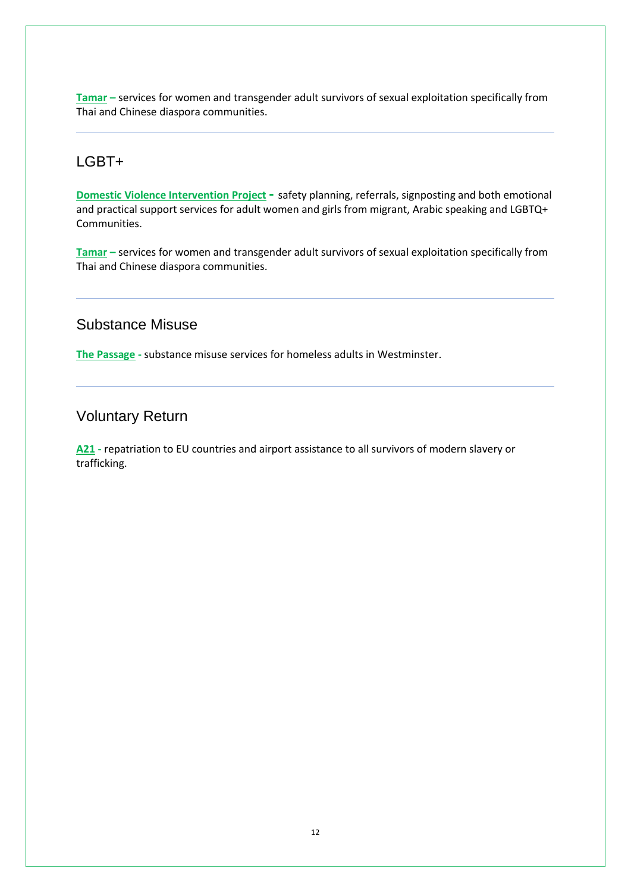**Tamar** – services for women and transgender adult survivors of sexual exploitation specifically from Thai and Chinese diaspora communities.

---

## LGBT+

**Domestic Violence Intervention Project** - safety planning, referrals, signposting and both emotional and practical support services for adult women and girls from migrant, Arabic speaking and LGBTQ+ Communities.

**Tamar** – services for women and transgender adult survivors of sexual exploitation specifically from Thai and Chinese diaspora communities.

---

## Substance Misuse

**The Passage** - substance misuse services for homeless adults in Westminster.

---

## Voluntary Return

**A21** - repatriation to EU countries and airport assistance to all survivors of modern slavery or trafficking.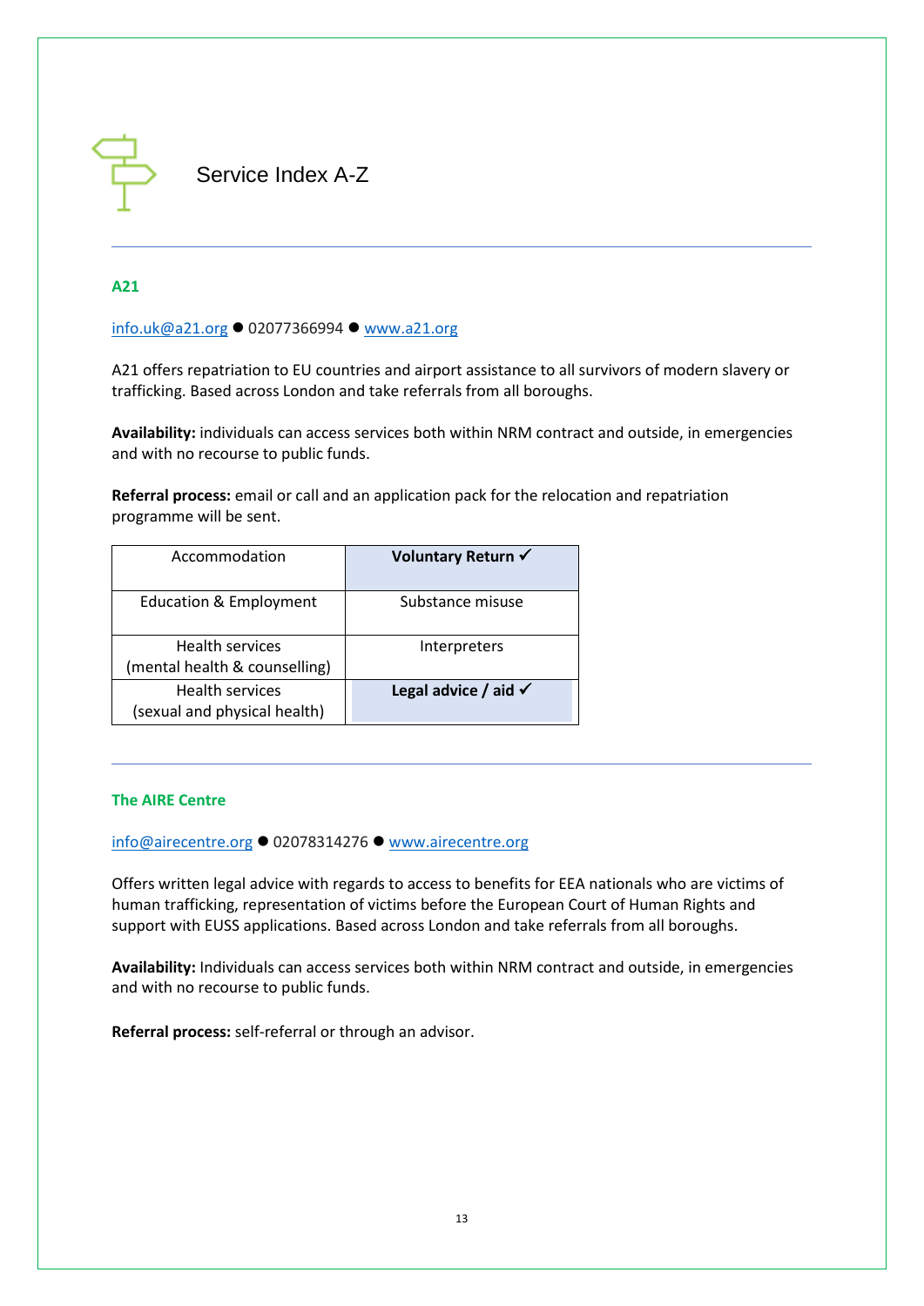# Service Index A-Z

---

### A21

[info.uk@a21.org](mailto:info.uk@a21.org) ● 02077366994 ● [www.a21.org](http://www.a21.org)

A21 offers repatriation to EU countries and airport assistance to all survivors of modern slavery or trafficking. Based across London and take referrals from all boroughs.

**Availability:** individuals can access services both within NRM contract and outside, in emergencies and with no recourse to public funds.

**Referral process:** email or call and an application pack for the relocation and repatriation programme will be sent.

| Accommodation | **Voluntary Return ✓** |
|---|---|
| Education & Employment | Substance misuse |
| Health services (mental health & counselling) | Interpreters |
| Health services (sexual and physical health) | **Legal advice / aid ✓** |

---

### The AIRE Centre

[info@airecentre.org](mailto:info@airecentre.org) ● 02078314276 ● [www.airecentre.org](http://www.airecentre.org)

Offers written legal advice with regards to access to benefits for EEA nationals who are victims of human trafficking, representation of victims before the European Court of Human Rights and support with EUSS applications. Based across London and take referrals from all boroughs.

**Availability:** Individuals can access services both within NRM contract and outside, in emergencies and with no recourse to public funds.

**Referral process:** self-referral or through an advisor.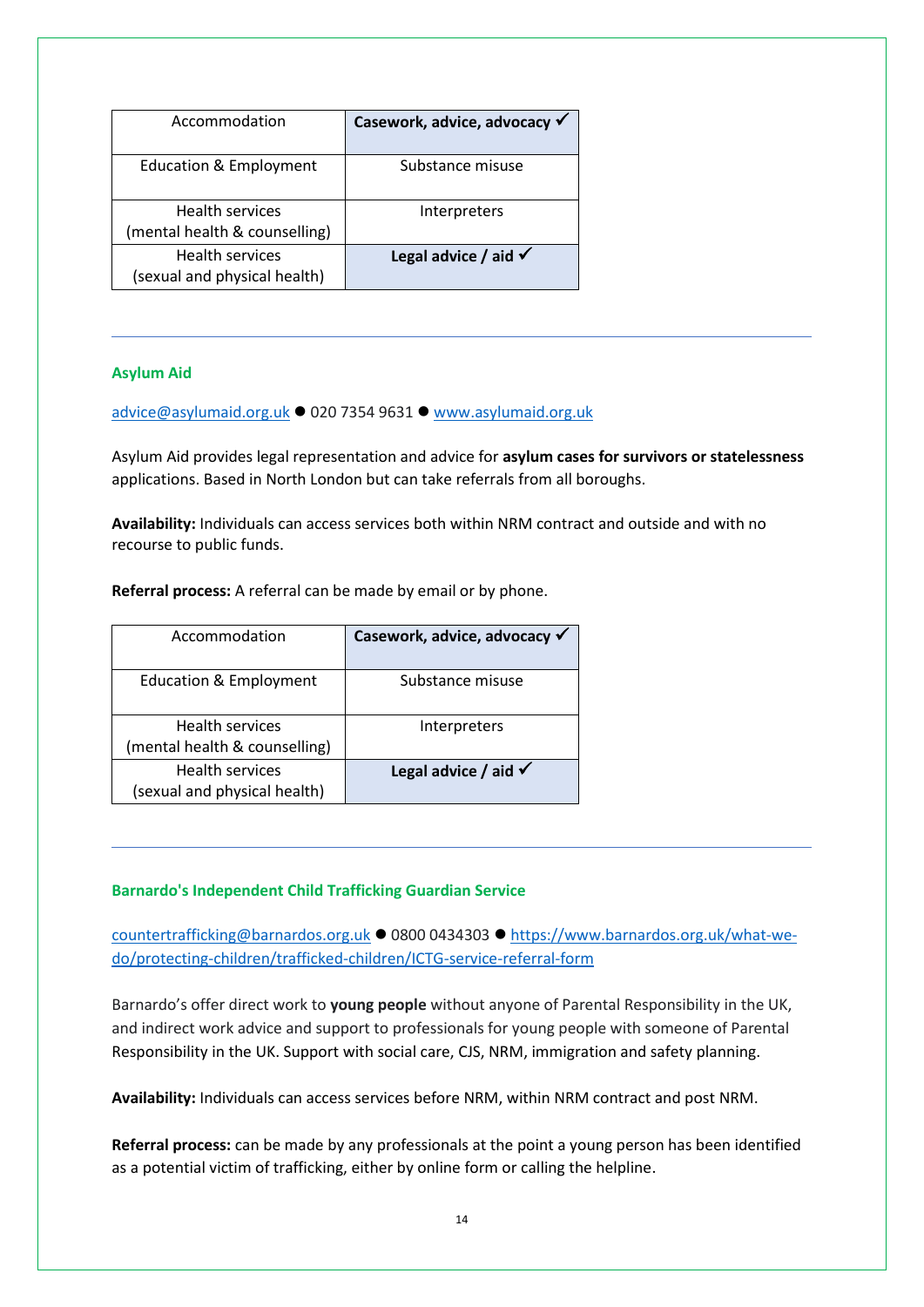| Accommodation | **Casework, advice, advocacy ✓** |
|---|---|
| Education & Employment | Substance misuse |
| Health services (mental health & counselling) | Interpreters |
| Health services (sexual and physical health) | **Legal advice / aid ✓** |

---

### Asylum Aid

advice@asylumaid.org.uk ● 020 7354 9631 ● www.asylumaid.org.uk

Asylum Aid provides legal representation and advice for **asylum cases for survivors or statelessness** applications. Based in North London but can take referrals from all boroughs.

**Availability:** Individuals can access services both within NRM contract and outside and with no recourse to public funds.

**Referral process:** A referral can be made by email or by phone.

| Accommodation | **Casework, advice, advocacy ✓** |
|---|---|
| Education & Employment | Substance misuse |
| Health services (mental health & counselling) | Interpreters |
| Health services (sexual and physical health) | **Legal advice / aid ✓** |

---

### Barnardo's Independent Child Trafficking Guardian Service

countertrafficking@barnardos.org.uk ● 0800 0434303 ● https://www.barnardos.org.uk/what-we-do/protecting-children/trafficked-children/ICTG-service-referral-form

Barnardo's offer direct work to **young people** without anyone of Parental Responsibility in the UK, and indirect work advice and support to professionals for young people with someone of Parental Responsibility in the UK. Support with social care, CJS, NRM, immigration and safety planning.

**Availability:** Individuals can access services before NRM, within NRM contract and post NRM.

**Referral process:** can be made by any professionals at the point a young person has been identified as a potential victim of trafficking, either by online form or calling the helpline.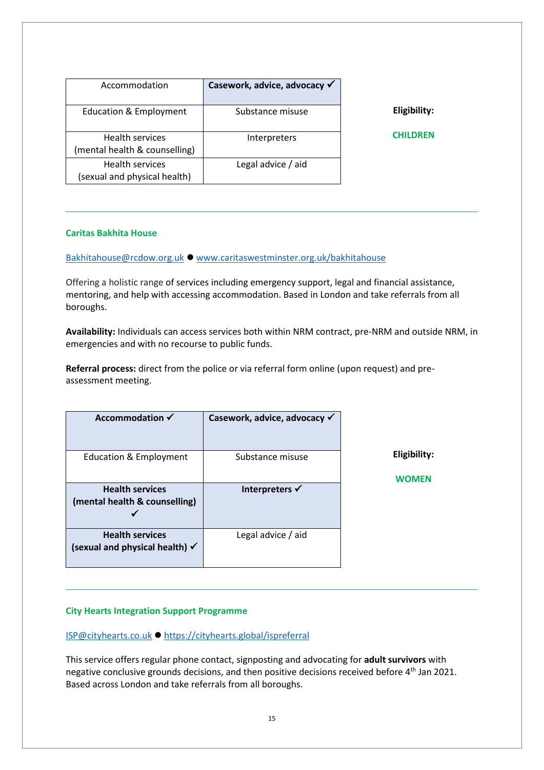| Accommodation | **Casework, advice, advocacy ✓** |
|---|---|
| Education & Employment | Substance misuse |
| Health services (mental health & counselling) | Interpreters |
| Health services (sexual and physical health) | Legal advice / aid |

**Eligibility:**

**CHILDREN**

---

### Caritas Bakhita House

Bakhitahouse@rcdow.org.uk ● www.caritaswestminster.org.uk/bakhitahouse

Offering a holistic range of services including emergency support, legal and financial assistance, mentoring, and help with accessing accommodation. Based in London and take referrals from all boroughs.

**Availability:** Individuals can access services both within NRM contract, pre-NRM and outside NRM, in emergencies and with no recourse to public funds.

**Referral process:** direct from the police or via referral form online (upon request) and pre-assessment meeting.

| **Accommodation ✓** | **Casework, advice, advocacy ✓** |
|---|---|
| Education & Employment | Substance misuse |
| **Health services (mental health & counselling) ✓** | **Interpreters ✓** |
| **Health services (sexual and physical health) ✓** | Legal advice / aid |

**Eligibility:**

**WOMEN**

---

### City Hearts Integration Support Programme

ISP@cityhearts.co.uk ● https://cityhearts.global/ispreferral

This service offers regular phone contact, signposting and advocating for **adult survivors** with negative conclusive grounds decisions, and then positive decisions received before 4th Jan 2021. Based across London and take referrals from all boroughs.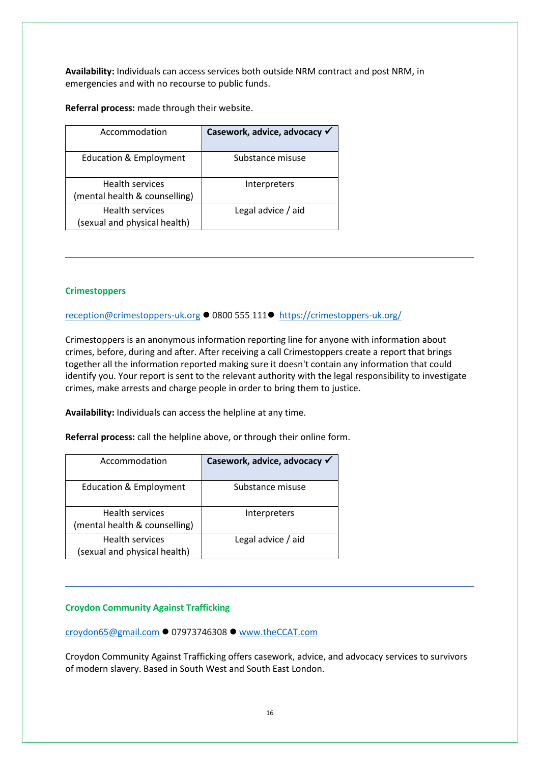**Availability:** Individuals can access services both outside NRM contract and post NRM, in emergencies and with no recourse to public funds.

**Referral process:** made through their website.

| Accommodation | **Casework, advice, advocacy ✓** |
|---|---|
| Education & Employment | Substance misuse |
| Health services (mental health & counselling) | Interpreters |
| Health services (sexual and physical health) | Legal advice / aid |

---

### Crimestoppers

reception@crimestoppers-uk.org ● 0800 555 111● https://crimestoppers-uk.org/

Crimestoppers is an anonymous information reporting line for anyone with information about crimes, before, during and after. After receiving a call Crimestoppers create a report that brings together all the information reported making sure it doesn't contain any information that could identify you. Your report is sent to the relevant authority with the legal responsibility to investigate crimes, make arrests and charge people in order to bring them to justice.

**Availability:** Individuals can access the helpline at any time.

**Referral process:** call the helpline above, or through their online form.

| Accommodation | **Casework, advice, advocacy ✓** |
|---|---|
| Education & Employment | Substance misuse |
| Health services (mental health & counselling) | Interpreters |
| Health services (sexual and physical health) | Legal advice / aid |

---

### Croydon Community Against Trafficking

croydon65@gmail.com ● 07973746308 ● www.theCCAT.com

Croydon Community Against Trafficking offers casework, advice, and advocacy services to survivors of modern slavery. Based in South West and South East London.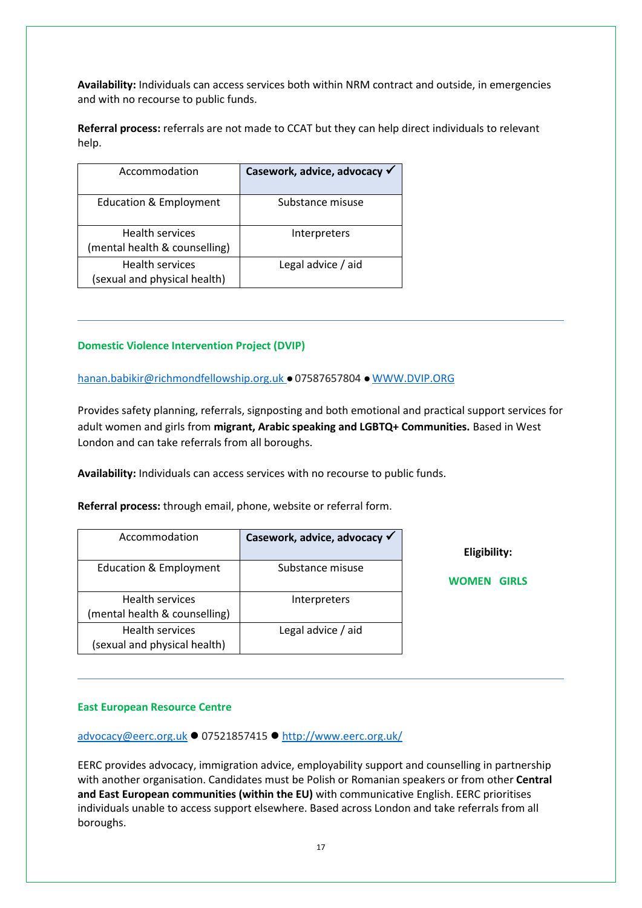**Availability:** Individuals can access services both within NRM contract and outside, in emergencies and with no recourse to public funds.

**Referral process:** referrals are not made to CCAT but they can help direct individuals to relevant help.

| Accommodation | **Casework, advice, advocacy ✓** |
|---|---|
| Education & Employment | Substance misuse |
| Health services (mental health & counselling) | Interpreters |
| Health services (sexual and physical health) | Legal advice / aid |

---

### Domestic Violence Intervention Project (DVIP)

hanan.babikir@richmondfellowship.org.uk ● 07587657804 ● WWW.DVIP.ORG

Provides safety planning, referrals, signposting and both emotional and practical support services for adult women and girls from **migrant, Arabic speaking and LGBTQ+ Communities.** Based in West London and can take referrals from all boroughs.

**Availability:** Individuals can access services with no recourse to public funds.

**Referral process:** through email, phone, website or referral form.

| Accommodation | **Casework, advice, advocacy ✓** |
|---|---|
| Education & Employment | Substance misuse |
| Health services (mental health & counselling) | Interpreters |
| Health services (sexual and physical health) | Legal advice / aid |

**Eligibility:**

**WOMEN GIRLS**

---

### East European Resource Centre

advocacy@eerc.org.uk ● 07521857415 ● http://www.eerc.org.uk/

EERC provides advocacy, immigration advice, employability support and counselling in partnership with another organisation. Candidates must be Polish or Romanian speakers or from other **Central and East European communities (within the EU)** with communicative English. EERC prioritises individuals unable to access support elsewhere. Based across London and take referrals from all boroughs.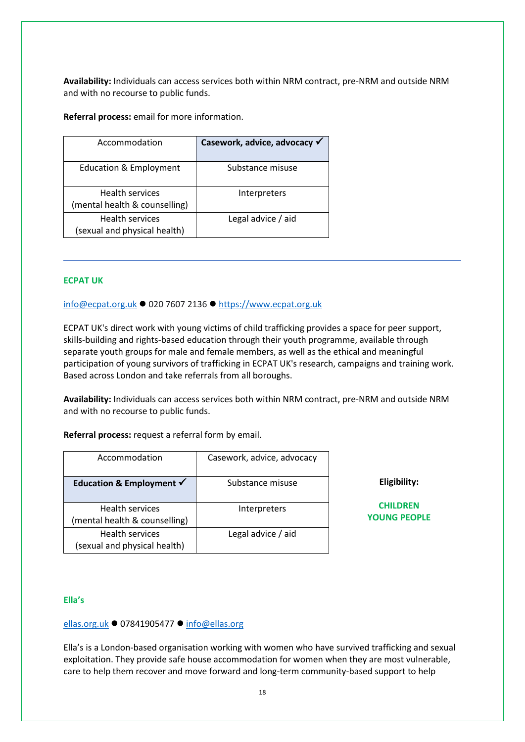**Availability:** Individuals can access services both within NRM contract, pre-NRM and outside NRM and with no recourse to public funds.

**Referral process:** email for more information.

| Accommodation | **Casework, advice, advocacy ✓** |
|---|---|
| Education & Employment | Substance misuse |
| Health services (mental health & counselling) | Interpreters |
| Health services (sexual and physical health) | Legal advice / aid |

---

### ECPAT UK

info@ecpat.org.uk ● 020 7607 2136 ● https://www.ecpat.org.uk

ECPAT UK's direct work with young victims of child trafficking provides a space for peer support, skills-building and rights-based education through their youth programme, available through separate youth groups for male and female members, as well as the ethical and meaningful participation of young survivors of trafficking in ECPAT UK's research, campaigns and training work. Based across London and take referrals from all boroughs.

**Availability:** Individuals can access services both within NRM contract, pre-NRM and outside NRM and with no recourse to public funds.

**Referral process:** request a referral form by email.

| Accommodation | Casework, advice, advocacy |
|---|---|
| **Education & Employment ✓** | Substance misuse |
| Health services (mental health & counselling) | Interpreters |
| Health services (sexual and physical health) | Legal advice / aid |

**Eligibility:**

**CHILDREN**
**YOUNG PEOPLE**

---

### Ella's

ellas.org.uk ● 07841905477 ● info@ellas.org

Ella's is a London-based organisation working with women who have survived trafficking and sexual exploitation. They provide safe house accommodation for women when they are most vulnerable, care to help them recover and move forward and long-term community-based support to help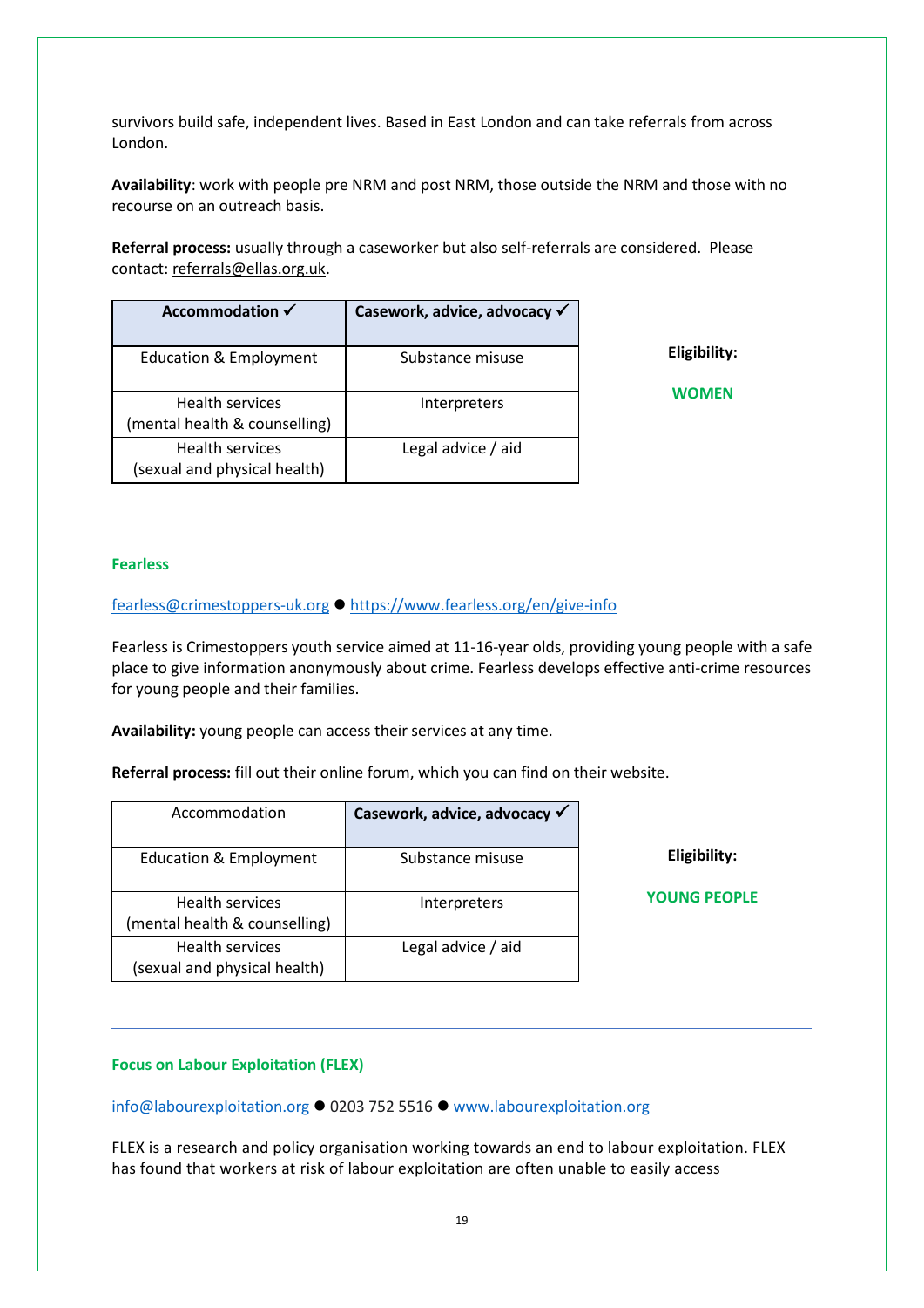survivors build safe, independent lives. Based in East London and can take referrals from across London.

**Availability**: work with people pre NRM and post NRM, those outside the NRM and those with no recourse on an outreach basis.

**Referral process:** usually through a caseworker but also self-referrals are considered. Please contact: referrals@ellas.org.uk.

| **Accommodation ✓** | **Casework, advice, advocacy ✓** |
|---|---|
| Education & Employment | Substance misuse |
| Health services (mental health & counselling) | Interpreters |
| Health services (sexual and physical health) | Legal advice / aid |

**Eligibility:**

**WOMEN**

---

### Fearless

fearless@crimestoppers-uk.org ● https://www.fearless.org/en/give-info

Fearless is Crimestoppers youth service aimed at 11-16-year olds, providing young people with a safe place to give information anonymously about crime. Fearless develops effective anti-crime resources for young people and their families.

**Availability:** young people can access their services at any time.

**Referral process:** fill out their online forum, which you can find on their website.

| Accommodation | **Casework, advice, advocacy ✓** |
|---|---|
| Education & Employment | Substance misuse |
| Health services (mental health & counselling) | Interpreters |
| Health services (sexual and physical health) | Legal advice / aid |

**Eligibility:**

**YOUNG PEOPLE**

---

### Focus on Labour Exploitation (FLEX)

info@labourexploitation.org ● 0203 752 5516 ● www.labourexploitation.org

FLEX is a research and policy organisation working towards an end to labour exploitation. FLEX has found that workers at risk of labour exploitation are often unable to easily access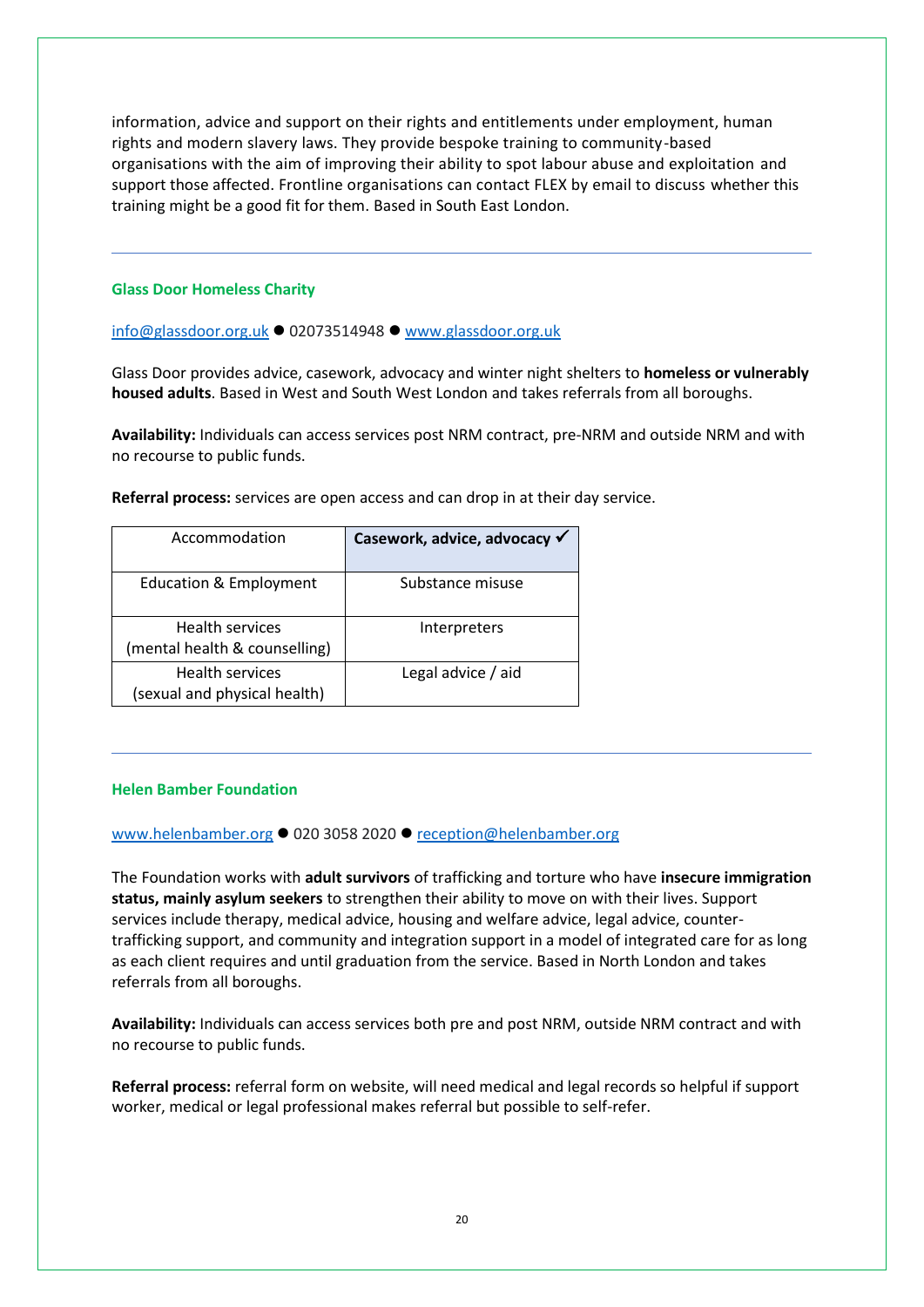information, advice and support on their rights and entitlements under employment, human rights and modern slavery laws. They provide bespoke training to community-based organisations with the aim of improving their ability to spot labour abuse and exploitation and support those affected. Frontline organisations can contact FLEX by email to discuss whether this training might be a good fit for them. Based in South East London.

---

### Glass Door Homeless Charity

info@glassdoor.org.uk ● 02073514948 ● www.glassdoor.org.uk

Glass Door provides advice, casework, advocacy and winter night shelters to **homeless or vulnerably housed adults**. Based in West and South West London and takes referrals from all boroughs.

**Availability:** Individuals can access services post NRM contract, pre-NRM and outside NRM and with no recourse to public funds.

**Referral process:** services are open access and can drop in at their day service.

| Accommodation | **Casework, advice, advocacy ✓** |
|---|---|
| Education & Employment | Substance misuse |
| Health services (mental health & counselling) | Interpreters |
| Health services (sexual and physical health) | Legal advice / aid |

---

### Helen Bamber Foundation

www.helenbamber.org ● 020 3058 2020 ● reception@helenbamber.org

The Foundation works with **adult survivors** of trafficking and torture who have **insecure immigration status, mainly asylum seekers** to strengthen their ability to move on with their lives. Support services include therapy, medical advice, housing and welfare advice, legal advice, counter-trafficking support, and community and integration support in a model of integrated care for as long as each client requires and until graduation from the service. Based in North London and takes referrals from all boroughs.

**Availability:** Individuals can access services both pre and post NRM, outside NRM contract and with no recourse to public funds.

**Referral process:** referral form on website, will need medical and legal records so helpful if support worker, medical or legal professional makes referral but possible to self-refer.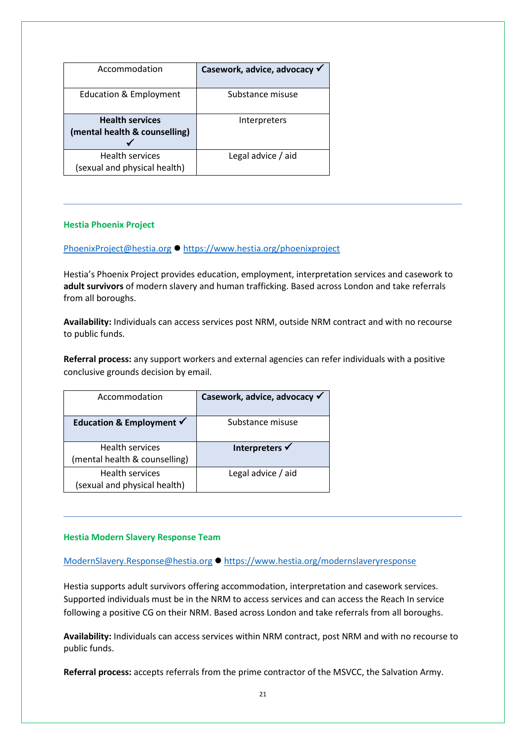| Accommodation | **Casework, advice, advocacy ✓** |
|---|---|
| Education & Employment | Substance misuse |
| **Health services (mental health & counselling) ✓** | Interpreters |
| Health services (sexual and physical health) | Legal advice / aid |

---

### Hestia Phoenix Project

PhoenixProject@hestia.org ● https://www.hestia.org/phoenixproject

Hestia's Phoenix Project provides education, employment, interpretation services and casework to **adult survivors** of modern slavery and human trafficking. Based across London and take referrals from all boroughs.

**Availability:** Individuals can access services post NRM, outside NRM contract and with no recourse to public funds.

**Referral process:** any support workers and external agencies can refer individuals with a positive conclusive grounds decision by email.

| Accommodation | **Casework, advice, advocacy ✓** |
|---|---|
| **Education & Employment ✓** | Substance misuse |
| Health services (mental health & counselling) | **Interpreters ✓** |
| Health services (sexual and physical health) | Legal advice / aid |

---

### Hestia Modern Slavery Response Team

ModernSlavery.Response@hestia.org ● https://www.hestia.org/modernslaveryresponse

Hestia supports adult survivors offering accommodation, interpretation and casework services. Supported individuals must be in the NRM to access services and can access the Reach In service following a positive CG on their NRM. Based across London and take referrals from all boroughs.

**Availability:** Individuals can access services within NRM contract, post NRM and with no recourse to public funds.

**Referral process:** accepts referrals from the prime contractor of the MSVCC, the Salvation Army.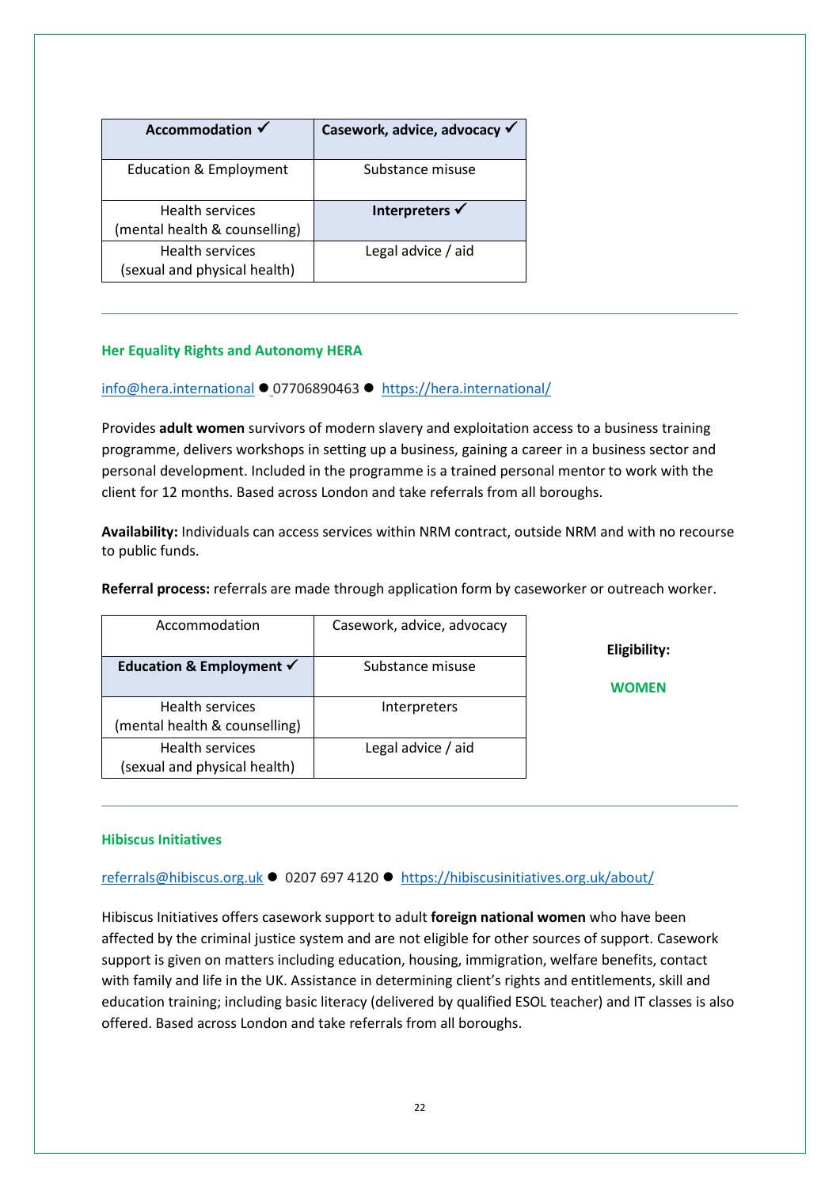| **Accommodation ✓** | **Casework, advice, advocacy ✓** |
|---|---|
| Education & Employment | Substance misuse |
| Health services (mental health & counselling) | **Interpreters ✓** |
| Health services (sexual and physical health) | Legal advice / aid |

---

### Her Equality Rights and Autonomy HERA

info@hera.international ● 07706890463 ● https://hera.international/

Provides **adult women** survivors of modern slavery and exploitation access to a business training programme, delivers workshops in setting up a business, gaining a career in a business sector and personal development. Included in the programme is a trained personal mentor to work with the client for 12 months. Based across London and take referrals from all boroughs.

**Availability:** Individuals can access services within NRM contract, outside NRM and with no recourse to public funds.

**Referral process:** referrals are made through application form by caseworker or outreach worker.

| Accommodation | Casework, advice, advocacy |
|---|---|
| **Education & Employment ✓** | Substance misuse |
| Health services (mental health & counselling) | Interpreters |
| Health services (sexual and physical health) | Legal advice / aid |

**Eligibility:**

**WOMEN**

---

### Hibiscus Initiatives

referrals@hibiscus.org.uk ● 0207 697 4120 ● https://hibiscusinitiatives.org.uk/about/

Hibiscus Initiatives offers casework support to adult **foreign national women** who have been affected by the criminal justice system and are not eligible for other sources of support. Casework support is given on matters including education, housing, immigration, welfare benefits, contact with family and life in the UK. Assistance in determining client's rights and entitlements, skill and education training; including basic literacy (delivered by qualified ESOL teacher) and IT classes is also offered. Based across London and take referrals from all boroughs.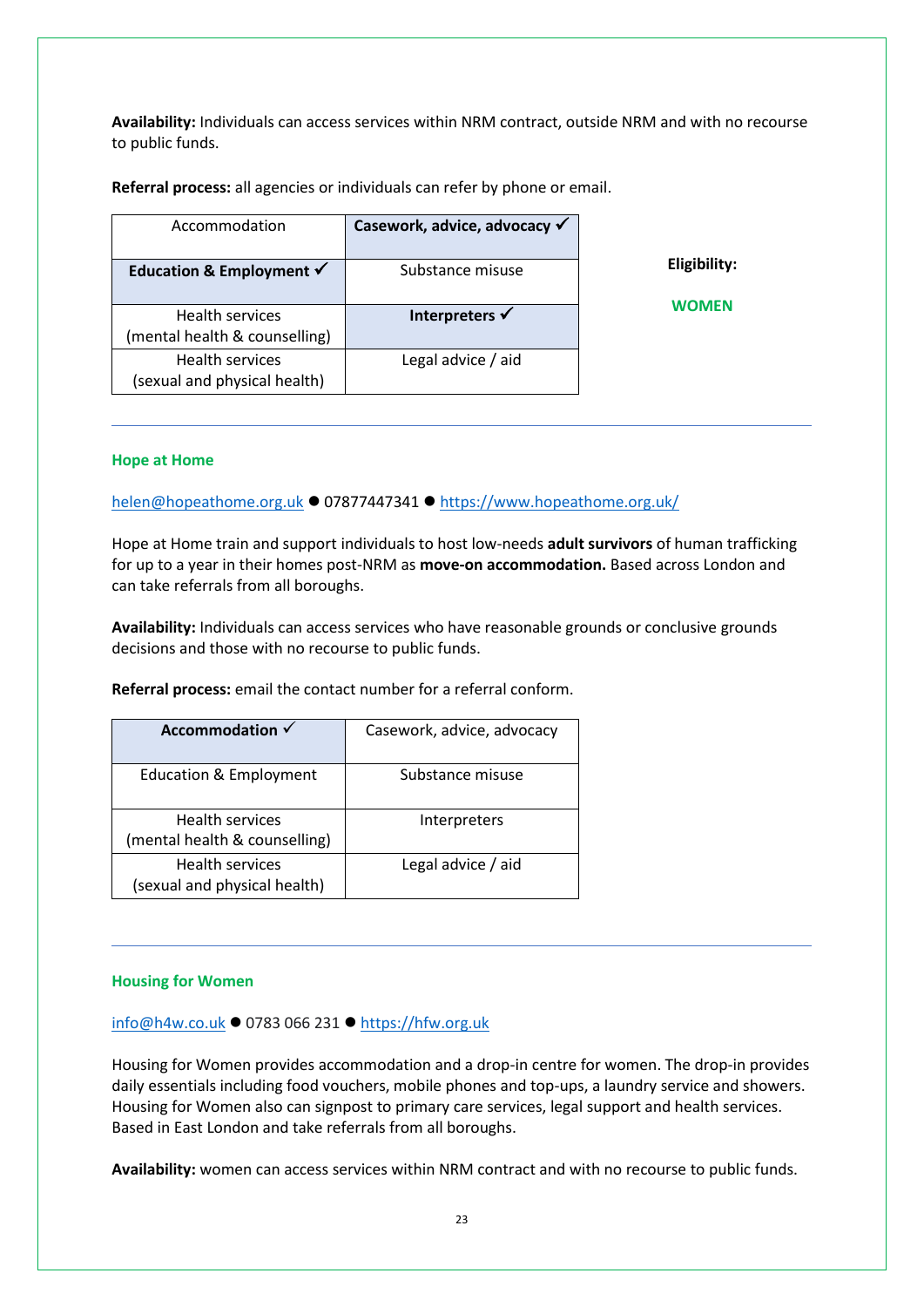**Availability:** Individuals can access services within NRM contract, outside NRM and with no recourse to public funds.

**Referral process:** all agencies or individuals can refer by phone or email.

| Accommodation | **Casework, advice, advocacy ✓** |
|---|---|
| **Education & Employment ✓** | Substance misuse |
| Health services (mental health & counselling) | **Interpreters ✓** |
| Health services (sexual and physical health) | Legal advice / aid |

**Eligibility:**

**WOMEN**

---

### Hope at Home

helen@hopeathome.org.uk ● 07877447341 ● https://www.hopeathome.org.uk/

Hope at Home train and support individuals to host low-needs **adult survivors** of human trafficking for up to a year in their homes post-NRM as **move-on accommodation.** Based across London and can take referrals from all boroughs.

**Availability:** Individuals can access services who have reasonable grounds or conclusive grounds decisions and those with no recourse to public funds.

**Referral process:** email the contact number for a referral conform.

| **Accommodation ✓** | Casework, advice, advocacy |
|---|---|
| Education & Employment | Substance misuse |
| Health services (mental health & counselling) | Interpreters |
| Health services (sexual and physical health) | Legal advice / aid |

---

### Housing for Women

info@h4w.co.uk ● 0783 066 231 ● https://hfw.org.uk

Housing for Women provides accommodation and a drop-in centre for women. The drop-in provides daily essentials including food vouchers, mobile phones and top-ups, a laundry service and showers. Housing for Women also can signpost to primary care services, legal support and health services. Based in East London and take referrals from all boroughs.

**Availability:** women can access services within NRM contract and with no recourse to public funds.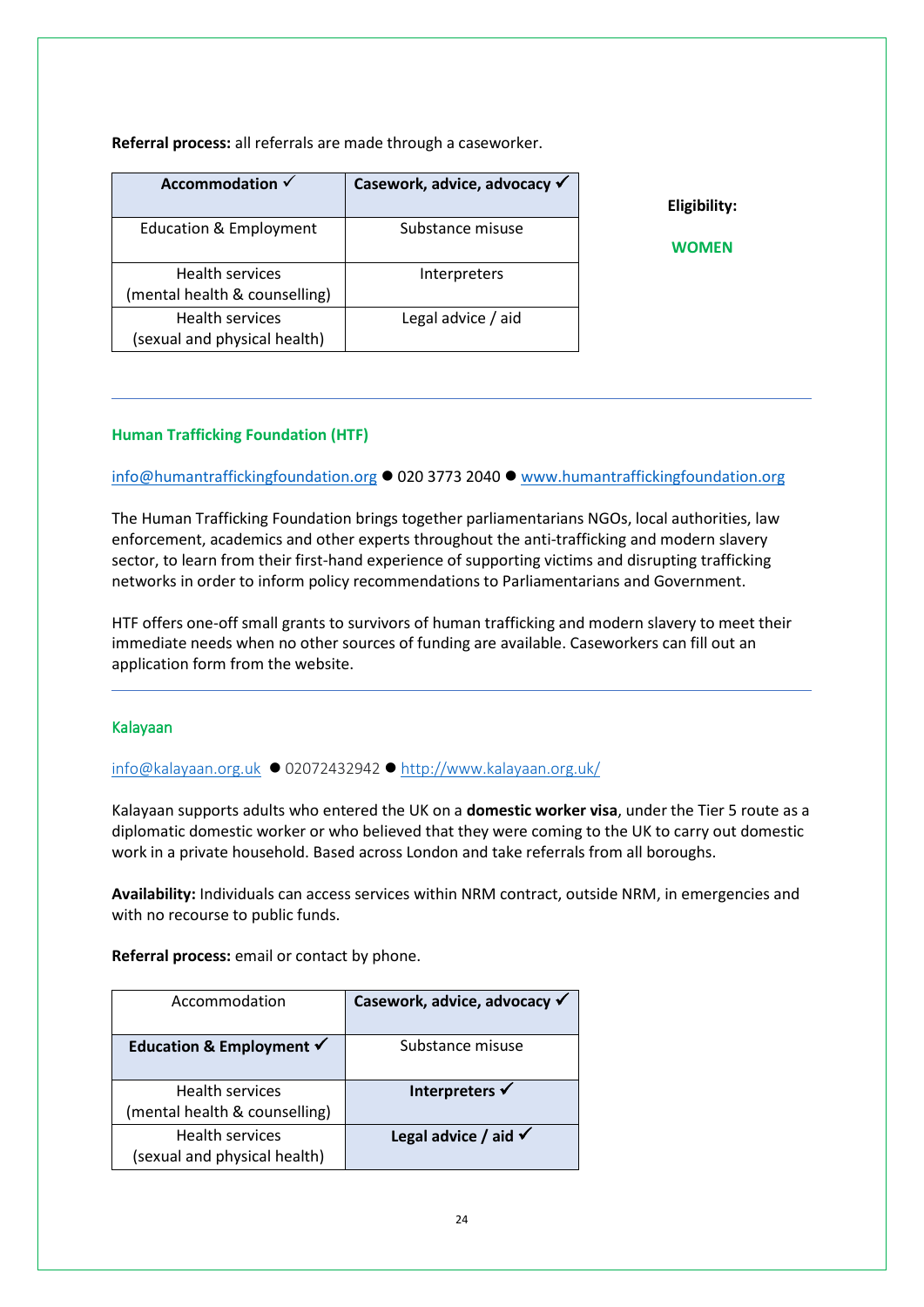**Referral process:** all referrals are made through a caseworker.

| **Accommodation ✓** | **Casework, advice, advocacy ✓** |
|---|---|
| Education & Employment | Substance misuse |
| Health services (mental health & counselling) | Interpreters |
| Health services (sexual and physical health) | Legal advice / aid |

**Eligibility:**

**WOMEN**

---

### Human Trafficking Foundation (HTF)

info@humantraffickingfoundation.org ● 020 3773 2040 ● www.humantraffickingfoundation.org

The Human Trafficking Foundation brings together parliamentarians NGOs, local authorities, law enforcement, academics and other experts throughout the anti-trafficking and modern slavery sector, to learn from their first-hand experience of supporting victims and disrupting trafficking networks in order to inform policy recommendations to Parliamentarians and Government.

HTF offers one-off small grants to survivors of human trafficking and modern slavery to meet their immediate needs when no other sources of funding are available. Caseworkers can fill out an application form from the website.

---

### Kalayaan

info@kalayaan.org.uk ● 02072432942 ● http://www.kalayaan.org.uk/

Kalayaan supports adults who entered the UK on a **domestic worker visa**, under the Tier 5 route as a diplomatic domestic worker or who believed that they were coming to the UK to carry out domestic work in a private household. Based across London and take referrals from all boroughs.

**Availability:** Individuals can access services within NRM contract, outside NRM, in emergencies and with no recourse to public funds.

**Referral process:** email or contact by phone.

| Accommodation | **Casework, advice, advocacy ✓** |
|---|---|
| **Education & Employment ✓** | Substance misuse |
| Health services (mental health & counselling) | **Interpreters ✓** |
| Health services (sexual and physical health) | **Legal advice / aid ✓** |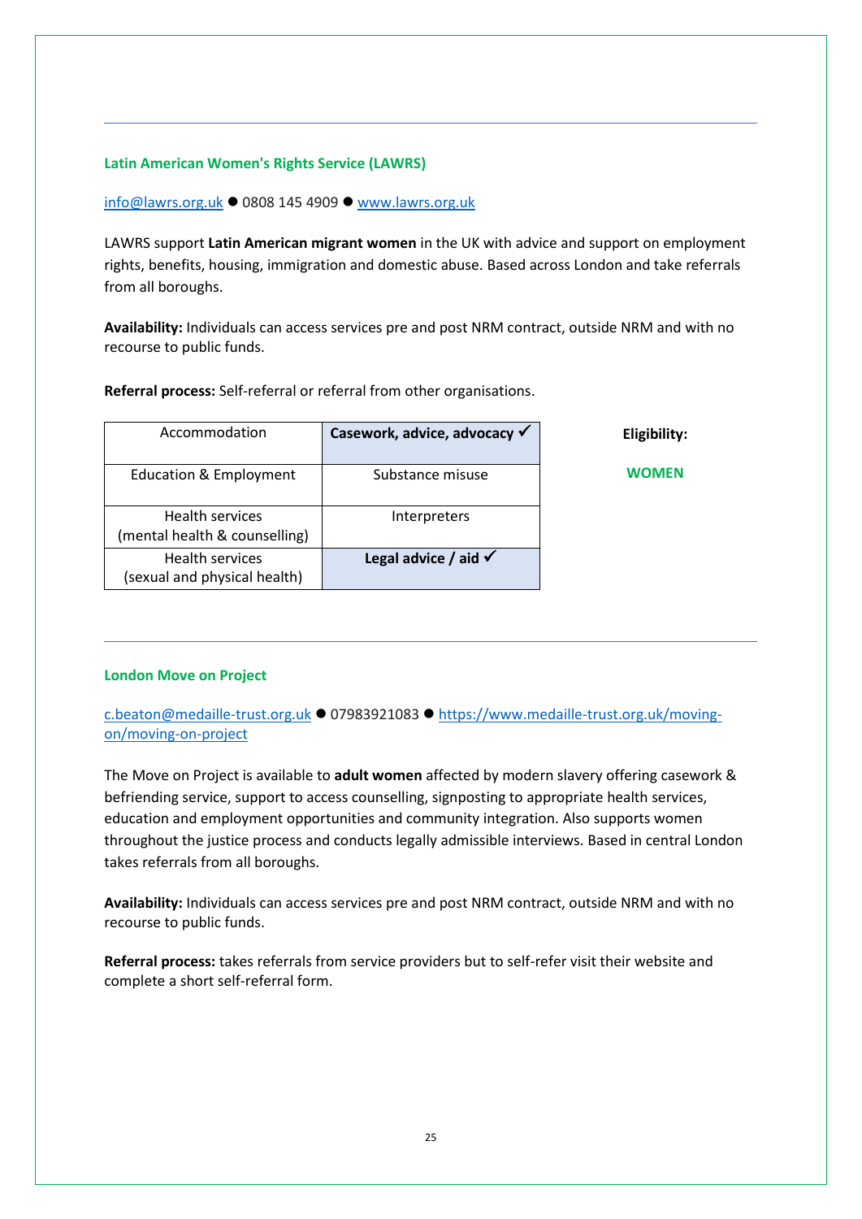---

### Latin American Women's Rights Service (LAWRS)

info@lawrs.org.uk ● 0808 145 4909 ● www.lawrs.org.uk

LAWRS support **Latin American migrant women** in the UK with advice and support on employment rights, benefits, housing, immigration and domestic abuse. Based across London and take referrals from all boroughs.

**Availability:** Individuals can access services pre and post NRM contract, outside NRM and with no recourse to public funds.

**Referral process:** Self-referral or referral from other organisations.

| Accommodation | **Casework, advice, advocacy ✓** |
|---|---|
| Education & Employment | Substance misuse |
| Health services (mental health & counselling) | Interpreters |
| Health services (sexual and physical health) | **Legal advice / aid ✓** |

**Eligibility:**

**WOMEN**

---

### London Move on Project

c.beaton@medaille-trust.org.uk ● 07983921083 ● https://www.medaille-trust.org.uk/moving-on/moving-on-project

The Move on Project is available to **adult women** affected by modern slavery offering casework & befriending service, support to access counselling, signposting to appropriate health services, education and employment opportunities and community integration. Also supports women throughout the justice process and conducts legally admissible interviews. Based in central London takes referrals from all boroughs.

**Availability:** Individuals can access services pre and post NRM contract, outside NRM and with no recourse to public funds.

**Referral process:** takes referrals from service providers but to self-refer visit their website and complete a short self-referral form.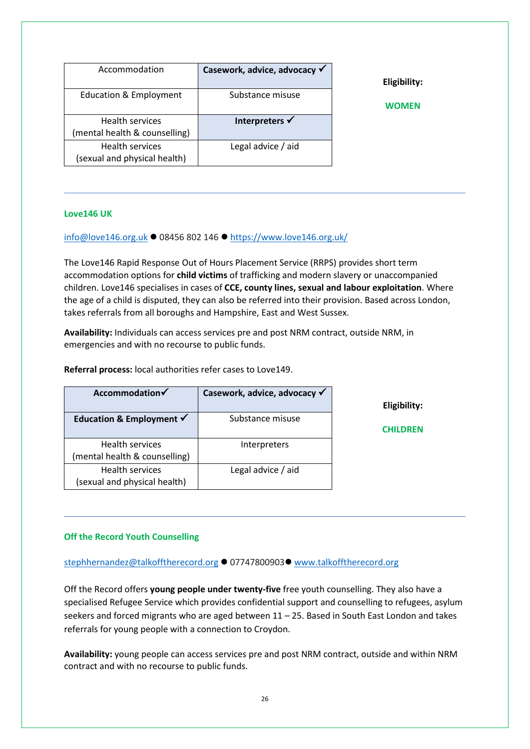| Accommodation | **Casework, advice, advocacy ✓** |
|---|---|
| Education & Employment | Substance misuse |
| Health services (mental health & counselling) | **Interpreters ✓** |
| Health services (sexual and physical health) | Legal advice / aid |

**Eligibility:**

**WOMEN**

---

### Love146 UK

info@love146.org.uk ● 08456 802 146 ● https://www.love146.org.uk/

The Love146 Rapid Response Out of Hours Placement Service (RRPS) provides short term accommodation options for **child victims** of trafficking and modern slavery or unaccompanied children. Love146 specialises in cases of **CCE, county lines, sexual and labour exploitation**. Where the age of a child is disputed, they can also be referred into their provision. Based across London, takes referrals from all boroughs and Hampshire, East and West Sussex.

**Availability:** Individuals can access services pre and post NRM contract, outside NRM, in emergencies and with no recourse to public funds.

**Referral process:** local authorities refer cases to Love149.

| **Accommodation✓** | **Casework, advice, advocacy ✓** |
|---|---|
| **Education & Employment ✓** | Substance misuse |
| Health services (mental health & counselling) | Interpreters |
| Health services (sexual and physical health) | Legal advice / aid |

**Eligibility:**

**CHILDREN**

---

### Off the Record Youth Counselling

stephhernandez@talkofftherecord.org ● 07747800903● www.talkofftherecord.org

Off the Record offers **young people under twenty-five** free youth counselling. They also have a specialised Refugee Service which provides confidential support and counselling to refugees, asylum seekers and forced migrants who are aged between 11 – 25. Based in South East London and takes referrals for young people with a connection to Croydon.

**Availability:** young people can access services pre and post NRM contract, outside and within NRM contract and with no recourse to public funds.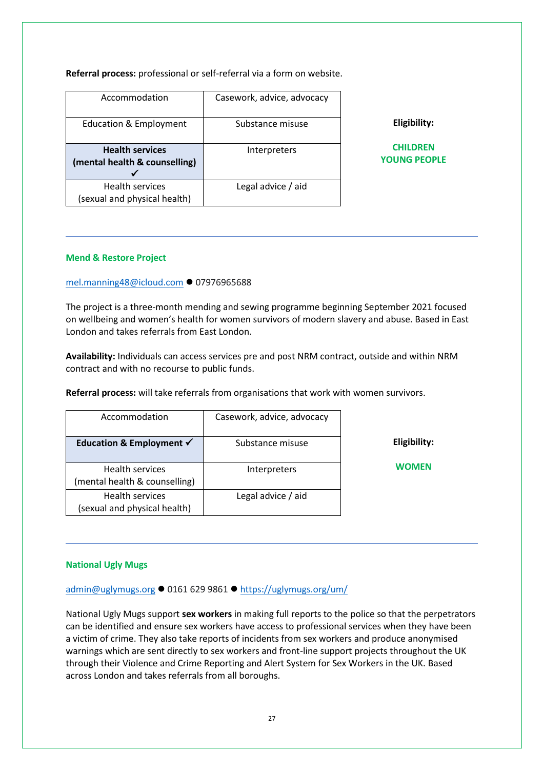**Referral process:** professional or self-referral via a form on website.

| Accommodation | Casework, advice, advocacy |
|---|---|
| Education & Employment | Substance misuse |
| **Health services (mental health & counselling) ✓** | Interpreters |
| Health services (sexual and physical health) | Legal advice / aid |

**Eligibility:**

**CHILDREN**
**YOUNG PEOPLE**

---

### Mend & Restore Project

mel.manning48@icloud.com ● 07976965688

The project is a three-month mending and sewing programme beginning September 2021 focused on wellbeing and women's health for women survivors of modern slavery and abuse. Based in East London and takes referrals from East London.

**Availability:** Individuals can access services pre and post NRM contract, outside and within NRM contract and with no recourse to public funds.

**Referral process:** will take referrals from organisations that work with women survivors.

| Accommodation | Casework, advice, advocacy |
|---|---|
| **Education & Employment ✓** | Substance misuse |
| Health services (mental health & counselling) | Interpreters |
| Health services (sexual and physical health) | Legal advice / aid |

**Eligibility:**

**WOMEN**

---

### National Ugly Mugs

admin@uglymugs.org ● 0161 629 9861 ● https://uglymugs.org/um/

National Ugly Mugs support **sex workers** in making full reports to the police so that the perpetrators can be identified and ensure sex workers have access to professional services when they have been a victim of crime. They also take reports of incidents from sex workers and produce anonymised warnings which are sent directly to sex workers and front-line support projects throughout the UK through their Violence and Crime Reporting and Alert System for Sex Workers in the UK. Based across London and takes referrals from all boroughs.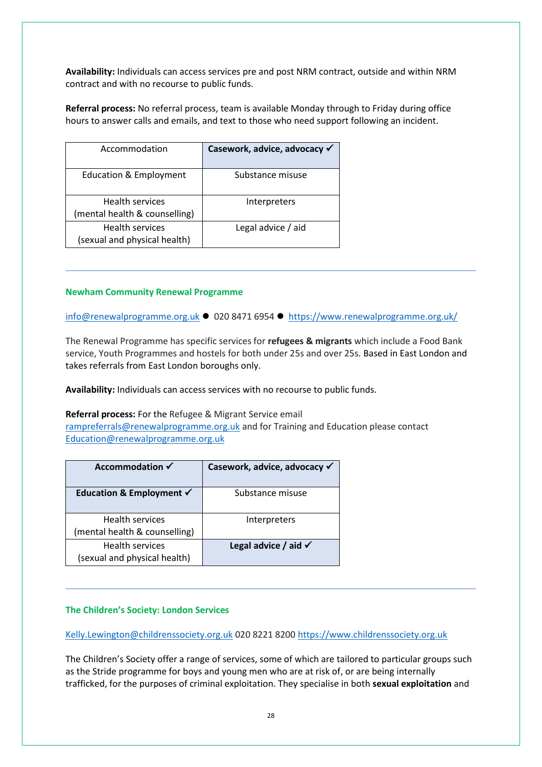**Availability:** Individuals can access services pre and post NRM contract, outside and within NRM contract and with no recourse to public funds.

**Referral process:** No referral process, team is available Monday through to Friday during office hours to answer calls and emails, and text to those who need support following an incident.

| Accommodation | **Casework, advice, advocacy ✓** |
|---|---|
| Education & Employment | Substance misuse |
| Health services (mental health & counselling) | Interpreters |
| Health services (sexual and physical health) | Legal advice / aid |

---

### Newham Community Renewal Programme

info@renewalprogramme.org.uk ● 020 8471 6954 ● https://www.renewalprogramme.org.uk/

The Renewal Programme has specific services for **refugees & migrants** which include a Food Bank service, Youth Programmes and hostels for both under 25s and over 25s. Based in East London and takes referrals from East London boroughs only.

**Availability:** Individuals can access services with no recourse to public funds.

**Referral process:** For the Refugee & Migrant Service email rampreferrals@renewalprogramme.org.uk and for Training and Education please contact Education@renewalprogramme.org.uk

| **Accommodation ✓** | **Casework, advice, advocacy ✓** |
|---|---|
| **Education & Employment ✓** | Substance misuse |
| Health services (mental health & counselling) | Interpreters |
| Health services (sexual and physical health) | **Legal advice / aid ✓** |

---

### The Children's Society: London Services

Kelly.Lewington@childrenssociety.org.uk 020 8221 8200 https://www.childrenssociety.org.uk

The Children's Society offer a range of services, some of which are tailored to particular groups such as the Stride programme for boys and young men who are at risk of, or are being internally trafficked, for the purposes of criminal exploitation. They specialise in both **sexual exploitation** and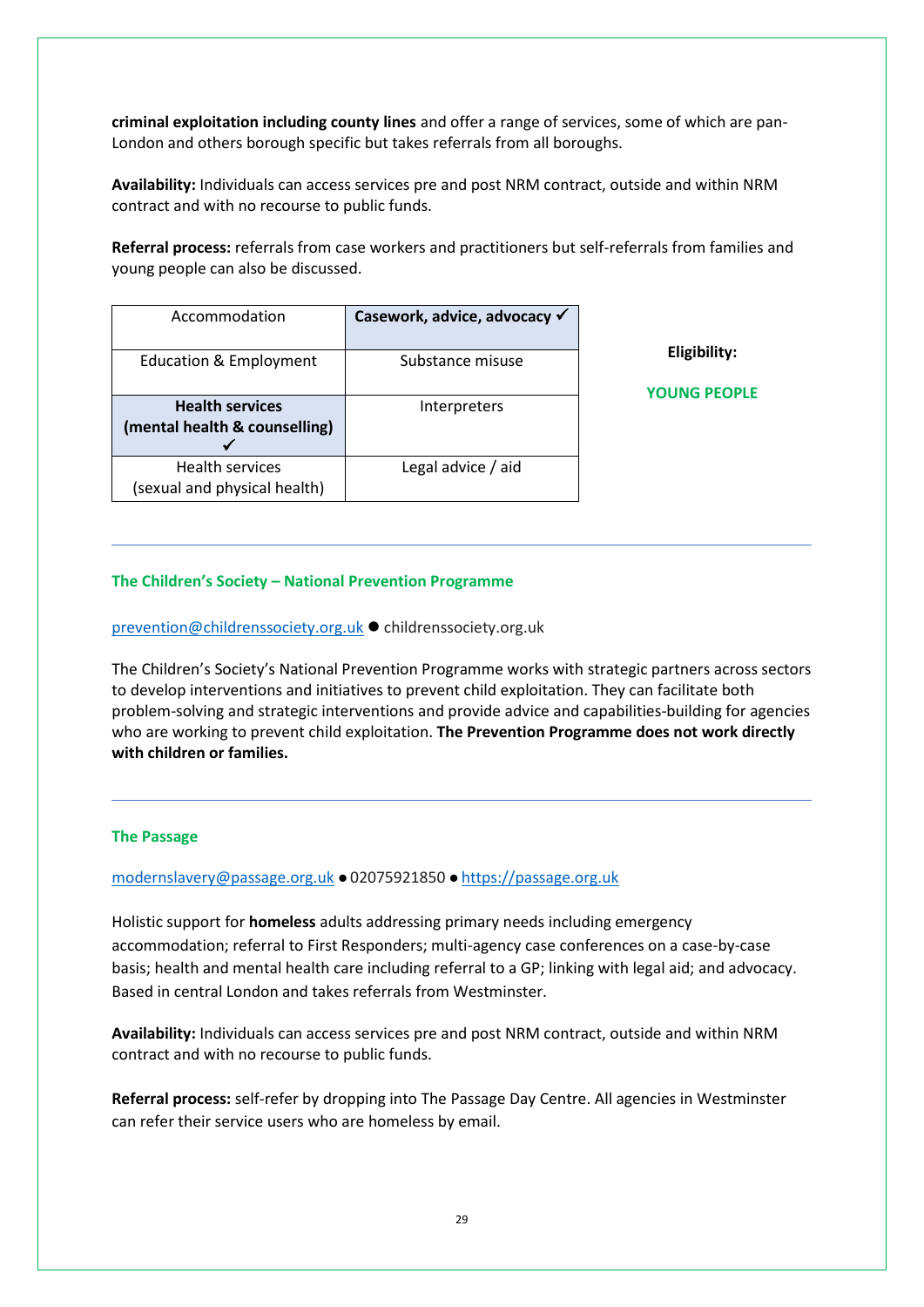**criminal exploitation including county lines** and offer a range of services, some of which are pan-London and others borough specific but takes referrals from all boroughs.

**Availability:** Individuals can access services pre and post NRM contract, outside and within NRM contract and with no recourse to public funds.

**Referral process:** referrals from case workers and practitioners but self-referrals from families and young people can also be discussed.

| Accommodation | **Casework, advice, advocacy ✓** |
|---|---|
| Education & Employment | Substance misuse |
| **Health services (mental health & counselling) ✓** | Interpreters |
| Health services (sexual and physical health) | Legal advice / aid |

**Eligibility:**

**YOUNG PEOPLE**

---

### The Children's Society – National Prevention Programme

prevention@childrenssociety.org.uk ● childrenssociety.org.uk

The Children's Society's National Prevention Programme works with strategic partners across sectors to develop interventions and initiatives to prevent child exploitation. They can facilitate both problem-solving and strategic interventions and provide advice and capabilities-building for agencies who are working to prevent child exploitation. **The Prevention Programme does not work directly with children or families.**

---

### The Passage

modernslavery@passage.org.uk ● 02075921850 ● https://passage.org.uk

Holistic support for **homeless** adults addressing primary needs including emergency accommodation; referral to First Responders; multi-agency case conferences on a case-by-case basis; health and mental health care including referral to a GP; linking with legal aid; and advocacy. Based in central London and takes referrals from Westminster.

**Availability:** Individuals can access services pre and post NRM contract, outside and within NRM contract and with no recourse to public funds.

**Referral process:** self-refer by dropping into The Passage Day Centre. All agencies in Westminster can refer their service users who are homeless by email.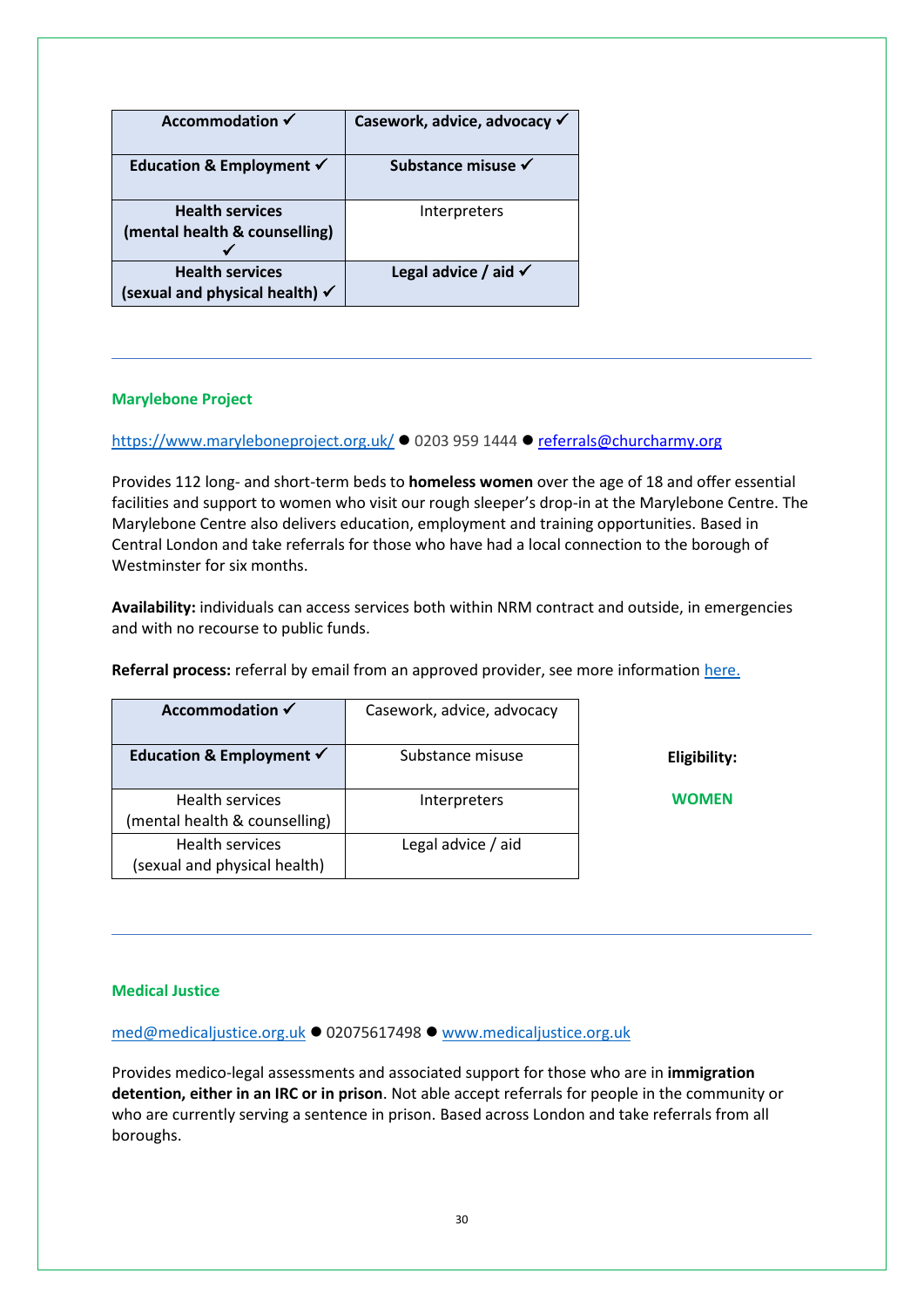| **Accommodation ✓** | **Casework, advice, advocacy ✓** |
|---|---|
| **Education & Employment ✓** | **Substance misuse ✓** |
| **Health services (mental health & counselling) ✓** | Interpreters |
| **Health services (sexual and physical health) ✓** | **Legal advice / aid ✓** |

---

### Marylebone Project

https://www.maryleboneproject.org.uk/ ● 0203 959 1444 ● referrals@churcharmy.org

Provides 112 long- and short-term beds to **homeless women** over the age of 18 and offer essential facilities and support to women who visit our rough sleeper's drop-in at the Marylebone Centre. The Marylebone Centre also delivers education, employment and training opportunities. Based in Central London and take referrals for those who have had a local connection to the borough of Westminster for six months.

**Availability:** individuals can access services both within NRM contract and outside, in emergencies and with no recourse to public funds.

**Referral process:** referral by email from an approved provider, see more information here.

| **Accommodation ✓** | Casework, advice, advocacy |
|---|---|
| **Education & Employment ✓** | Substance misuse |
| Health services (mental health & counselling) | Interpreters |
| Health services (sexual and physical health) | Legal advice / aid |

**Eligibility:**

**WOMEN**

---

### Medical Justice

med@medicaljustice.org.uk ● 02075617498 ● www.medicaljustice.org.uk

Provides medico-legal assessments and associated support for those who are in **immigration detention, either in an IRC or in prison**. Not able accept referrals for people in the community or who are currently serving a sentence in prison. Based across London and take referrals from all boroughs.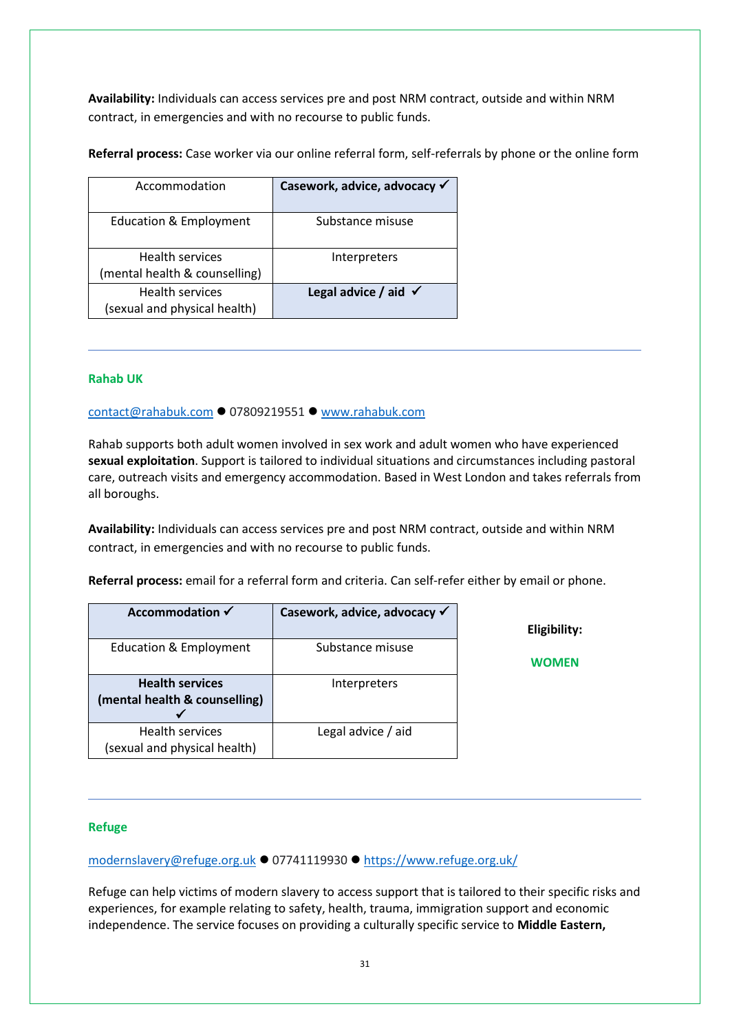**Availability:** Individuals can access services pre and post NRM contract, outside and within NRM contract, in emergencies and with no recourse to public funds.

**Referral process:** Case worker via our online referral form, self-referrals by phone or the online form

| Accommodation | **Casework, advice, advocacy ✓** |
|---|---|
| Education & Employment | Substance misuse |
| Health services (mental health & counselling) | Interpreters |
| Health services (sexual and physical health) | **Legal advice / aid ✓** |

---

### Rahab UK

contact@rahabuk.com ● 07809219551 ● www.rahabuk.com

Rahab supports both adult women involved in sex work and adult women who have experienced **sexual exploitation**. Support is tailored to individual situations and circumstances including pastoral care, outreach visits and emergency accommodation. Based in West London and takes referrals from all boroughs.

**Availability:** Individuals can access services pre and post NRM contract, outside and within NRM contract, in emergencies and with no recourse to public funds.

**Referral process:** email for a referral form and criteria. Can self-refer either by email or phone.

| **Accommodation ✓** | **Casework, advice, advocacy ✓** |
|---|---|
| Education & Employment | Substance misuse |
| **Health services (mental health & counselling) ✓** | Interpreters |
| Health services (sexual and physical health) | Legal advice / aid |

**Eligibility:**

**WOMEN**

---

### Refuge

modernslavery@refuge.org.uk ● 07741119930 ● https://www.refuge.org.uk/

Refuge can help victims of modern slavery to access support that is tailored to their specific risks and experiences, for example relating to safety, health, trauma, immigration support and economic independence. The service focuses on providing a culturally specific service to **Middle Eastern,**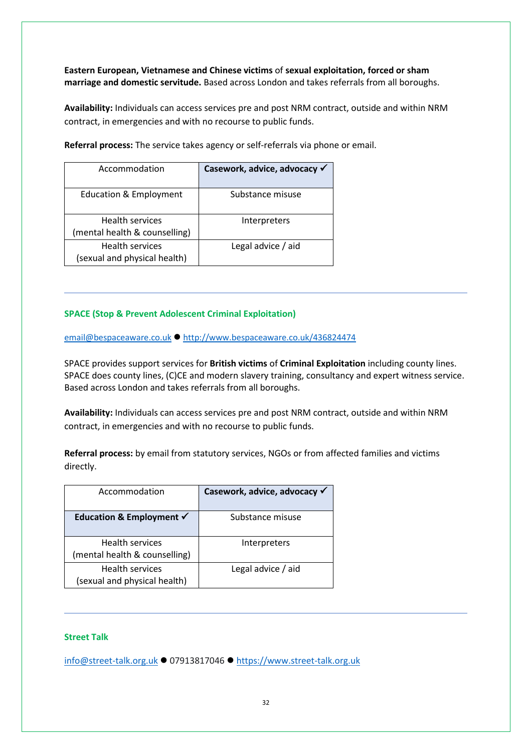**Eastern European, Vietnamese and Chinese victims** of **sexual exploitation, forced or sham marriage and domestic servitude.** Based across London and takes referrals from all boroughs.

**Availability:** Individuals can access services pre and post NRM contract, outside and within NRM contract, in emergencies and with no recourse to public funds.

**Referral process:** The service takes agency or self-referrals via phone or email.

| Accommodation | **Casework, advice, advocacy ✓** |
|---|---|
| Education & Employment | Substance misuse |
| Health services (mental health & counselling) | Interpreters |
| Health services (sexual and physical health) | Legal advice / aid |

---

### SPACE (Stop & Prevent Adolescent Criminal Exploitation)

email@bespaceaware.co.uk ● http://www.bespaceaware.co.uk/436824474

SPACE provides support services for **British victims** of **Criminal Exploitation** including county lines. SPACE does county lines, (C)CE and modern slavery training, consultancy and expert witness service. Based across London and takes referrals from all boroughs.

**Availability:** Individuals can access services pre and post NRM contract, outside and within NRM contract, in emergencies and with no recourse to public funds.

**Referral process:** by email from statutory services, NGOs or from affected families and victims directly.

| Accommodation | **Casework, advice, advocacy ✓** |
|---|---|
| **Education & Employment ✓** | Substance misuse |
| Health services (mental health & counselling) | Interpreters |
| Health services (sexual and physical health) | Legal advice / aid |

---

### Street Talk

info@street-talk.org.uk ● 07913817046 ● https://www.street-talk.org.uk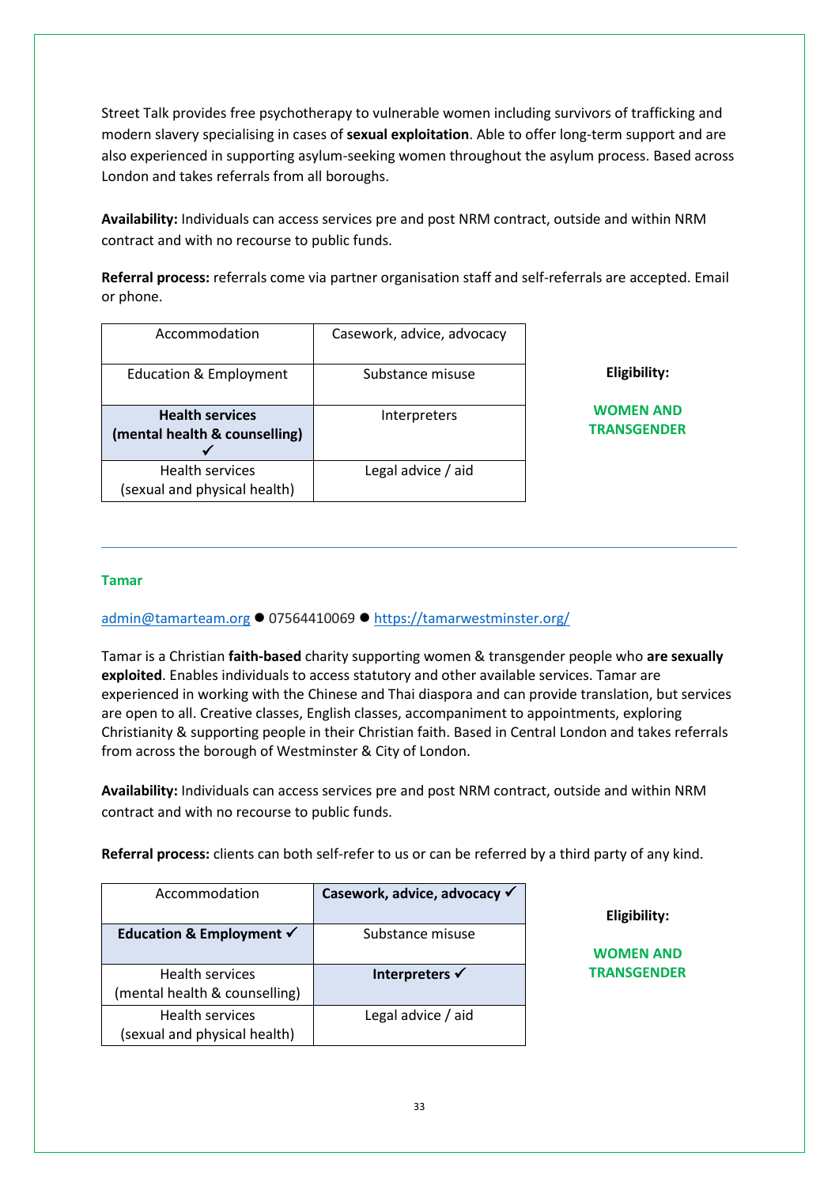Street Talk provides free psychotherapy to vulnerable women including survivors of trafficking and modern slavery specialising in cases of **sexual exploitation**. Able to offer long-term support and are also experienced in supporting asylum-seeking women throughout the asylum process. Based across London and takes referrals from all boroughs.

**Availability:** Individuals can access services pre and post NRM contract, outside and within NRM contract and with no recourse to public funds.

**Referral process:** referrals come via partner organisation staff and self-referrals are accepted. Email or phone.

| | |
|---|---|
| Accommodation | Casework, advice, advocacy |
| Education & Employment | Substance misuse |
| **Health services (mental health & counselling) ✓** | Interpreters |
| Health services (sexual and physical health) | Legal advice / aid |

**Eligibility:**

**WOMEN AND TRANSGENDER**

---

### Tamar

admin@tamarteam.org ● 07564410069 ● https://tamarwestminster.org/

Tamar is a Christian **faith-based** charity supporting women & transgender people who **are sexually exploited**. Enables individuals to access statutory and other available services. Tamar are experienced in working with the Chinese and Thai diaspora and can provide translation, but services are open to all. Creative classes, English classes, accompaniment to appointments, exploring Christianity & supporting people in their Christian faith. Based in Central London and takes referrals from across the borough of Westminster & City of London.

**Availability:** Individuals can access services pre and post NRM contract, outside and within NRM contract and with no recourse to public funds.

**Referral process:** clients can both self-refer to us or can be referred by a third party of any kind.

| | |
|---|---|
| Accommodation | **Casework, advice, advocacy ✓** |
| **Education & Employment ✓** | Substance misuse |
| Health services (mental health & counselling) | **Interpreters ✓** |
| Health services (sexual and physical health) | Legal advice / aid |

**Eligibility:**

**WOMEN AND TRANSGENDER**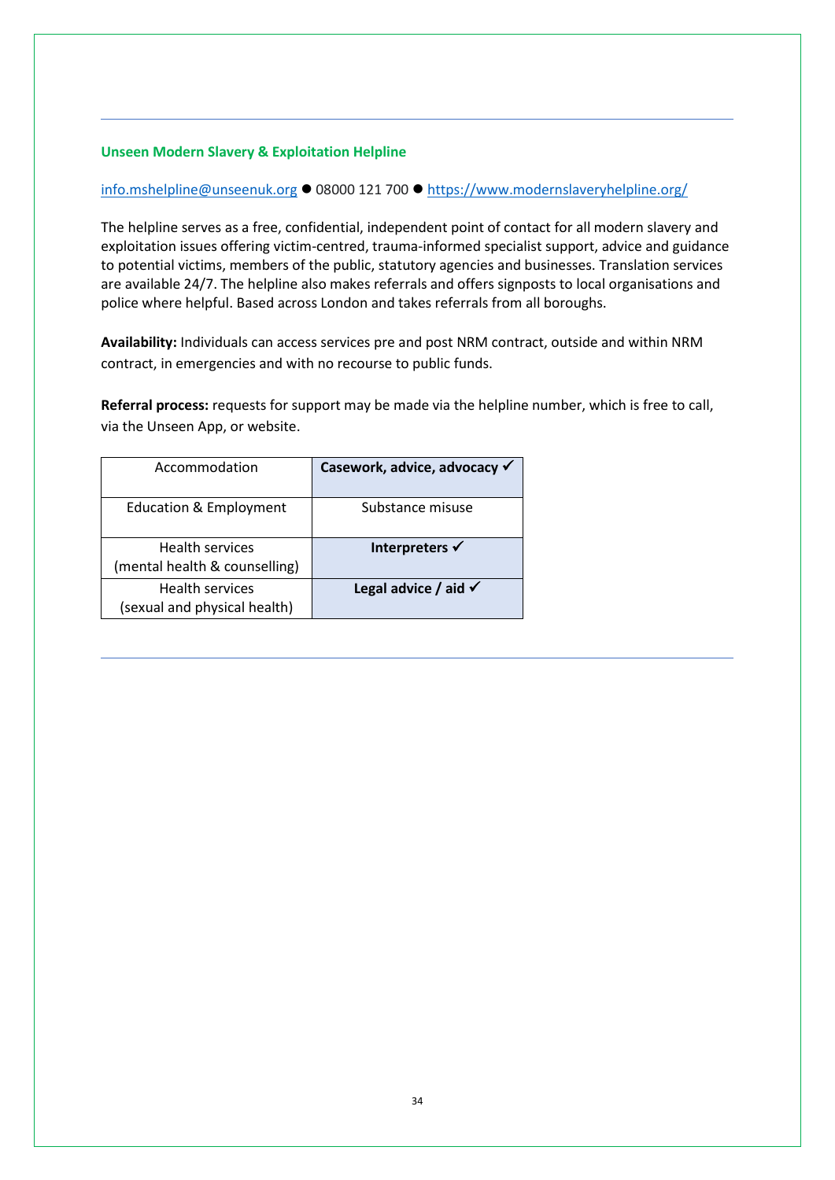### Unseen Modern Slavery & Exploitation Helpline

info.mshelpline@unseenuk.org ● 08000 121 700 ● https://www.modernslaveryhelpline.org/

The helpline serves as a free, confidential, independent point of contact for all modern slavery and exploitation issues offering victim-centred, trauma-informed specialist support, advice and guidance to potential victims, members of the public, statutory agencies and businesses. Translation services are available 24/7. The helpline also makes referrals and offers signposts to local organisations and police where helpful. Based across London and takes referrals from all boroughs.

**Availability:** Individuals can access services pre and post NRM contract, outside and within NRM contract, in emergencies and with no recourse to public funds.

**Referral process:** requests for support may be made via the helpline number, which is free to call, via the Unseen App, or website.

| | |
|---|---|
| Accommodation | **Casework, advice, advocacy ✓** |
| Education & Employment | Substance misuse |
| Health services (mental health & counselling) | **Interpreters ✓** |
| Health services (sexual and physical health) | **Legal advice / aid ✓** |